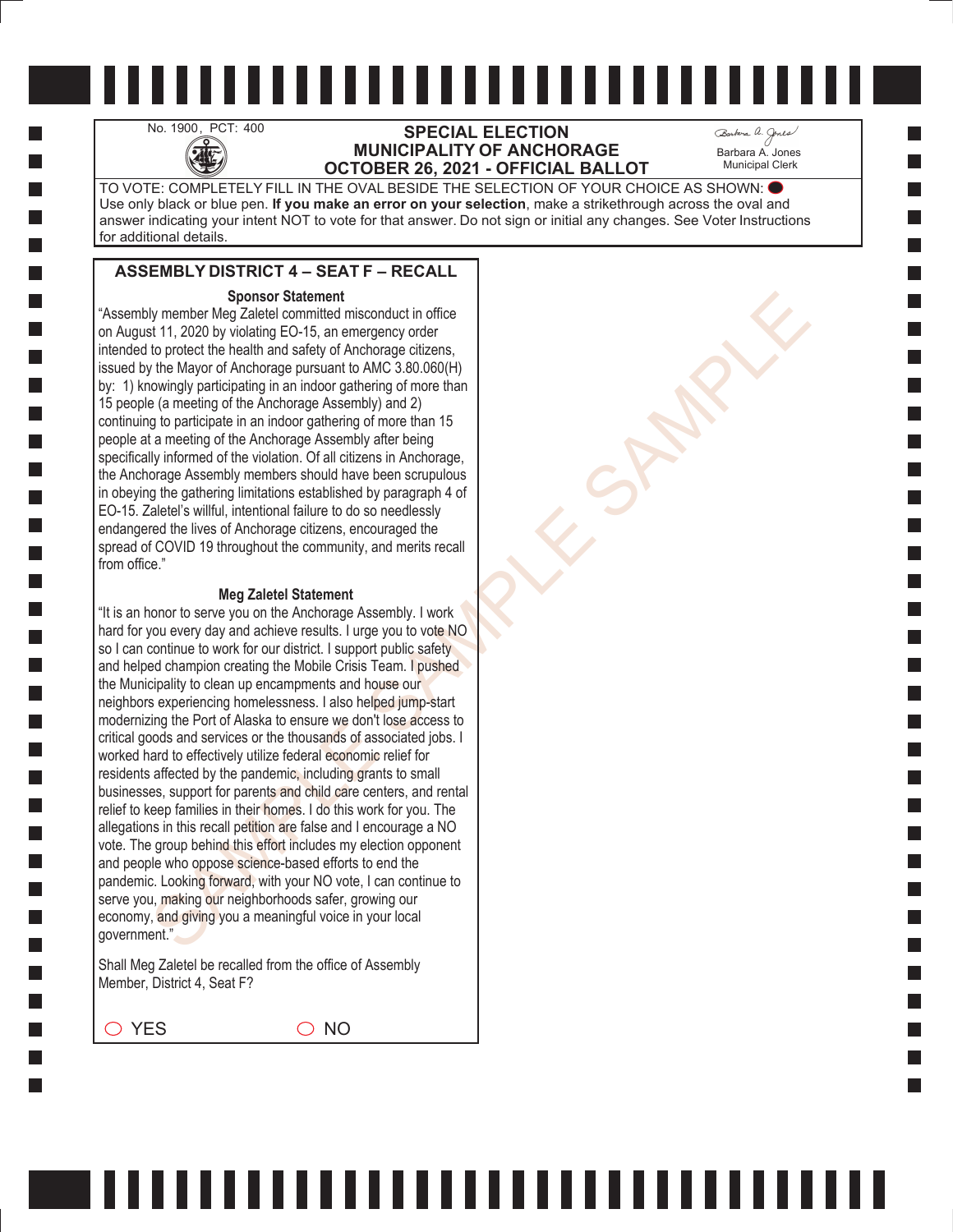No. 1900, PCT: 400

# SPECIAL ELECTION
## MUNICIPALITY OF ANCHORAGE
## OCTOBER 26, 2021 - OFFICIAL BALLOT

Barbara A. Jones
Municipal Clerk

TO VOTE: COMPLETELY FILL IN THE OVAL BESIDE THE SELECTION OF YOUR CHOICE AS SHOWN: ⬬
Use only black or blue pen. **If you make an error on your selection**, make a strikethrough across the oval and answer indicating your intent NOT to vote for that answer. Do not sign or initial any changes. See Voter Instructions for additional details.

## ASSEMBLY DISTRICT 4 – SEAT F – RECALL

### Sponsor Statement

"Assembly member Meg Zaletel committed misconduct in office on August 11, 2020 by violating EO-15, an emergency order intended to protect the health and safety of Anchorage citizens, issued by the Mayor of Anchorage pursuant to AMC 3.80.060(H) by: 1) knowingly participating in an indoor gathering of more than 15 people (a meeting of the Anchorage Assembly) and 2) continuing to participate in an indoor gathering of more than 15 people at a meeting of the Anchorage Assembly after being specifically informed of the violation. Of all citizens in Anchorage, the Anchorage Assembly members should have been scrupulous in obeying the gathering limitations established by paragraph 4 of EO-15. Zaletel's willful, intentional failure to do so needlessly endangered the lives of Anchorage citizens, encouraged the spread of COVID 19 throughout the community, and merits recall from office."

### Meg Zaletel Statement

"It is an honor to serve you on the Anchorage Assembly. I work hard for you every day and achieve results. I urge you to vote NO so I can continue to work for our district. I support public safety and helped champion creating the Mobile Crisis Team. I pushed the Municipality to clean up encampments and house our neighbors experiencing homelessness. I also helped jump-start modernizing the Port of Alaska to ensure we don't lose access to critical goods and services or the thousands of associated jobs. I worked hard to effectively utilize federal economic relief for residents affected by the pandemic, including grants to small businesses, support for parents and child care centers, and rental relief to keep families in their homes. I do this work for you. The allegations in this recall petition are false and I encourage a NO vote. The group behind this effort includes my election opponent and people who oppose science-based efforts to end the pandemic. Looking forward, with your NO vote, I can continue to serve you, making our neighborhoods safer, growing our economy, and giving you a meaningful voice in your local government."

Shall Meg Zaletel be recalled from the office of Assembly Member, District 4, Seat F?

◯ YES　　　　◯ NO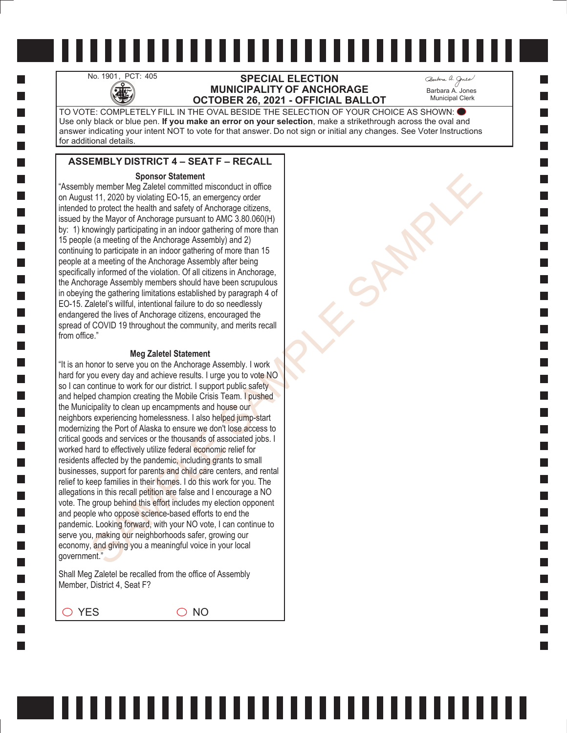No. 1901, PCT: 405

## SPECIAL ELECTION
## MUNICIPALITY OF ANCHORAGE
## OCTOBER 26, 2021 - OFFICIAL BALLOT

Barbara A. Jones
Municipal Clerk

TO VOTE: COMPLETELY FILL IN THE OVAL BESIDE THE SELECTION OF YOUR CHOICE AS SHOWN: ⬬
Use only black or blue pen. **If you make an error on your selection**, make a strikethrough across the oval and answer indicating your intent NOT to vote for that answer. Do not sign or initial any changes. See Voter Instructions for additional details.

### ASSEMBLY DISTRICT 4 – SEAT F – RECALL

**Sponsor Statement**

"Assembly member Meg Zaletel committed misconduct in office on August 11, 2020 by violating EO-15, an emergency order intended to protect the health and safety of Anchorage citizens, issued by the Mayor of Anchorage pursuant to AMC 3.80.060(H) by: 1) knowingly participating in an indoor gathering of more than 15 people (a meeting of the Anchorage Assembly) and 2) continuing to participate in an indoor gathering of more than 15 people at a meeting of the Anchorage Assembly after being specifically informed of the violation. Of all citizens in Anchorage, the Anchorage Assembly members should have been scrupulous in obeying the gathering limitations established by paragraph 4 of EO-15. Zaletel's willful, intentional failure to do so needlessly endangered the lives of Anchorage citizens, encouraged the spread of COVID 19 throughout the community, and merits recall from office."

**Meg Zaletel Statement**

"It is an honor to serve you on the Anchorage Assembly. I work hard for you every day and achieve results. I urge you to vote NO so I can continue to work for our district. I support public safety and helped champion creating the Mobile Crisis Team. I pushed the Municipality to clean up encampments and house our neighbors experiencing homelessness. I also helped jump-start modernizing the Port of Alaska to ensure we don't lose access to critical goods and services or the thousands of associated jobs. I worked hard to effectively utilize federal economic relief for residents affected by the pandemic, including grants to small businesses, support for parents and child care centers, and rental relief to keep families in their homes. I do this work for you. The allegations in this recall petition are false and I encourage a NO vote. The group behind this effort includes my election opponent and people who oppose science-based efforts to end the pandemic. Looking forward, with your NO vote, I can continue to serve you, making our neighborhoods safer, growing our economy, and giving you a meaningful voice in your local government."

Shall Meg Zaletel be recalled from the office of Assembly Member, District 4, Seat F?

○ YES　　○ NO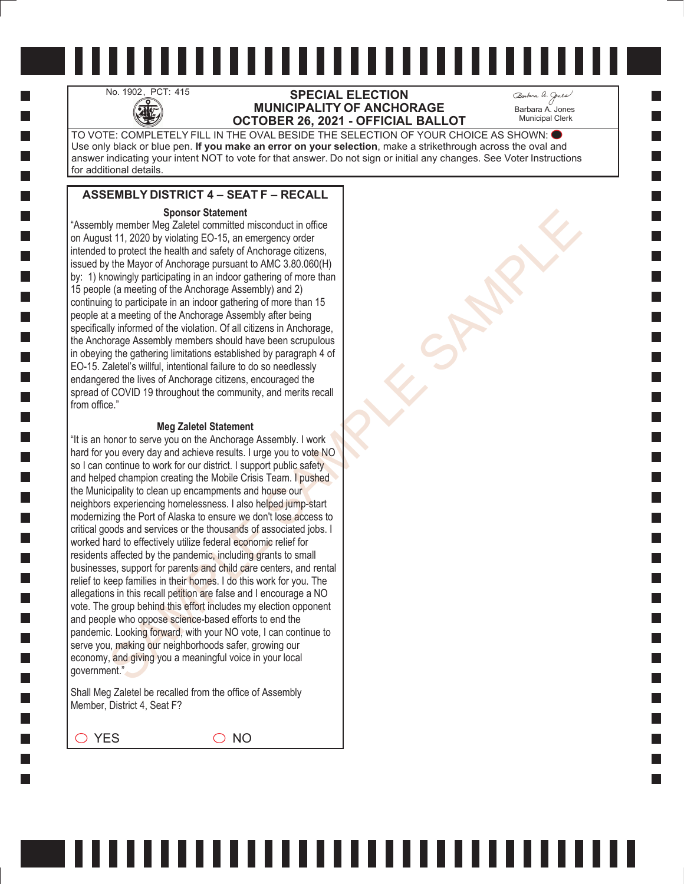No. 1902, PCT: 415

# SPECIAL ELECTION
# MUNICIPALITY OF ANCHORAGE
# OCTOBER 26, 2021 - OFFICIAL BALLOT

Barbara A. Jones
Municipal Clerk

TO VOTE: COMPLETELY FILL IN THE OVAL BESIDE THE SELECTION OF YOUR CHOICE AS SHOWN: ⬤
Use only black or blue pen. **If you make an error on your selection**, make a strikethrough across the oval and answer indicating your intent NOT to vote for that answer. Do not sign or initial any changes. See Voter Instructions for additional details.

## ASSEMBLY DISTRICT 4 – SEAT F – RECALL

**Sponsor Statement**

"Assembly member Meg Zaletel committed misconduct in office on August 11, 2020 by violating EO-15, an emergency order intended to protect the health and safety of Anchorage citizens, issued by the Mayor of Anchorage pursuant to AMC 3.80.060(H) by: 1) knowingly participating in an indoor gathering of more than 15 people (a meeting of the Anchorage Assembly) and 2) continuing to participate in an indoor gathering of more than 15 people at a meeting of the Anchorage Assembly after being specifically informed of the violation. Of all citizens in Anchorage, the Anchorage Assembly members should have been scrupulous in obeying the gathering limitations established by paragraph 4 of EO-15. Zaletel's willful, intentional failure to do so needlessly endangered the lives of Anchorage citizens, encouraged the spread of COVID 19 throughout the community, and merits recall from office."

**Meg Zaletel Statement**

"It is an honor to serve you on the Anchorage Assembly. I work hard for you every day and achieve results. I urge you to vote NO so I can continue to work for our district. I support public safety and helped champion creating the Mobile Crisis Team. I pushed the Municipality to clean up encampments and house our neighbors experiencing homelessness. I also helped jump-start modernizing the Port of Alaska to ensure we don't lose access to critical goods and services or the thousands of associated jobs. I worked hard to effectively utilize federal economic relief for residents affected by the pandemic, including grants to small businesses, support for parents and child care centers, and rental relief to keep families in their homes. I do this work for you. The allegations in this recall petition are false and I encourage a NO vote. The group behind this effort includes my election opponent and people who oppose science-based efforts to end the pandemic. Looking forward, with your NO vote, I can continue to serve you, making our neighborhoods safer, growing our economy, and giving you a meaningful voice in your local government."

Shall Meg Zaletel be recalled from the office of Assembly Member, District 4, Seat F?

◯ YES ◯ NO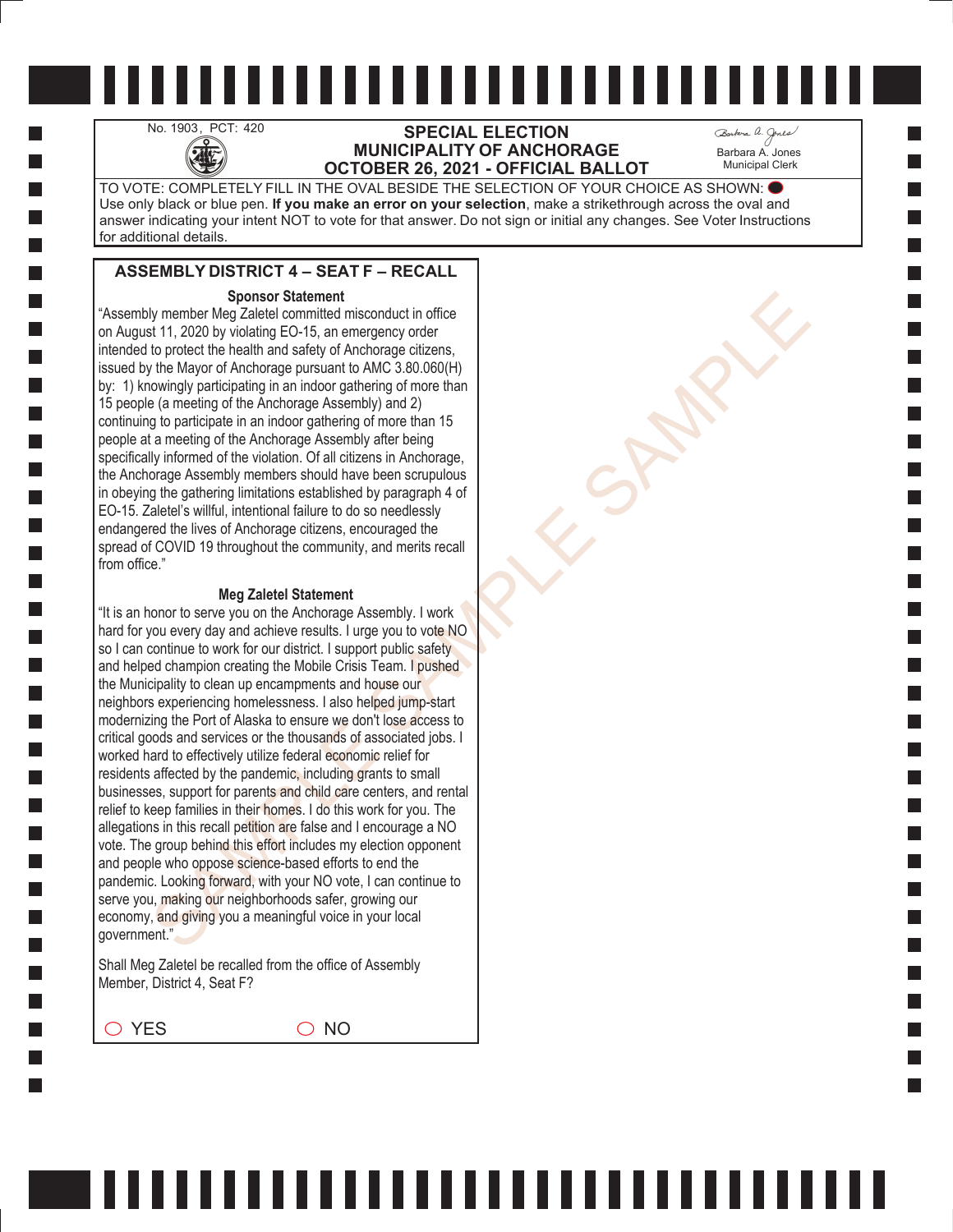No. 1903, PCT: 420

## SPECIAL ELECTION
## MUNICIPALITY OF ANCHORAGE
## OCTOBER 26, 2021 - OFFICIAL BALLOT

Barbara A. Jones
Municipal Clerk

TO VOTE: COMPLETELY FILL IN THE OVAL BESIDE THE SELECTION OF YOUR CHOICE AS SHOWN: ⬬
Use only black or blue pen. **If you make an error on your selection**, make a strikethrough across the oval and answer indicating your intent NOT to vote for that answer. Do not sign or initial any changes. See Voter Instructions for additional details.

### ASSEMBLY DISTRICT 4 – SEAT F – RECALL

**Sponsor Statement**

"Assembly member Meg Zaletel committed misconduct in office on August 11, 2020 by violating EO-15, an emergency order intended to protect the health and safety of Anchorage citizens, issued by the Mayor of Anchorage pursuant to AMC 3.80.060(H) by: 1) knowingly participating in an indoor gathering of more than 15 people (a meeting of the Anchorage Assembly) and 2) continuing to participate in an indoor gathering of more than 15 people at a meeting of the Anchorage Assembly after being specifically informed of the violation. Of all citizens in Anchorage, the Anchorage Assembly members should have been scrupulous in obeying the gathering limitations established by paragraph 4 of EO-15. Zaletel's willful, intentional failure to do so needlessly endangered the lives of Anchorage citizens, encouraged the spread of COVID 19 throughout the community, and merits recall from office."

**Meg Zaletel Statement**

"It is an honor to serve you on the Anchorage Assembly. I work hard for you every day and achieve results. I urge you to vote NO so I can continue to work for our district. I support public safety and helped champion creating the Mobile Crisis Team. I pushed the Municipality to clean up encampments and house our neighbors experiencing homelessness. I also helped jump-start modernizing the Port of Alaska to ensure we don't lose access to critical goods and services or the thousands of associated jobs. I worked hard to effectively utilize federal economic relief for residents affected by the pandemic, including grants to small businesses, support for parents and child care centers, and rental relief to keep families in their homes. I do this work for you. The allegations in this recall petition are false and I encourage a NO vote. The group behind this effort includes my election opponent and people who oppose science-based efforts to end the pandemic. Looking forward, with your NO vote, I can continue to serve you, making our neighborhoods safer, growing our economy, and giving you a meaningful voice in your local government."

Shall Meg Zaletel be recalled from the office of Assembly Member, District 4, Seat F?

◯ YES ◯ NO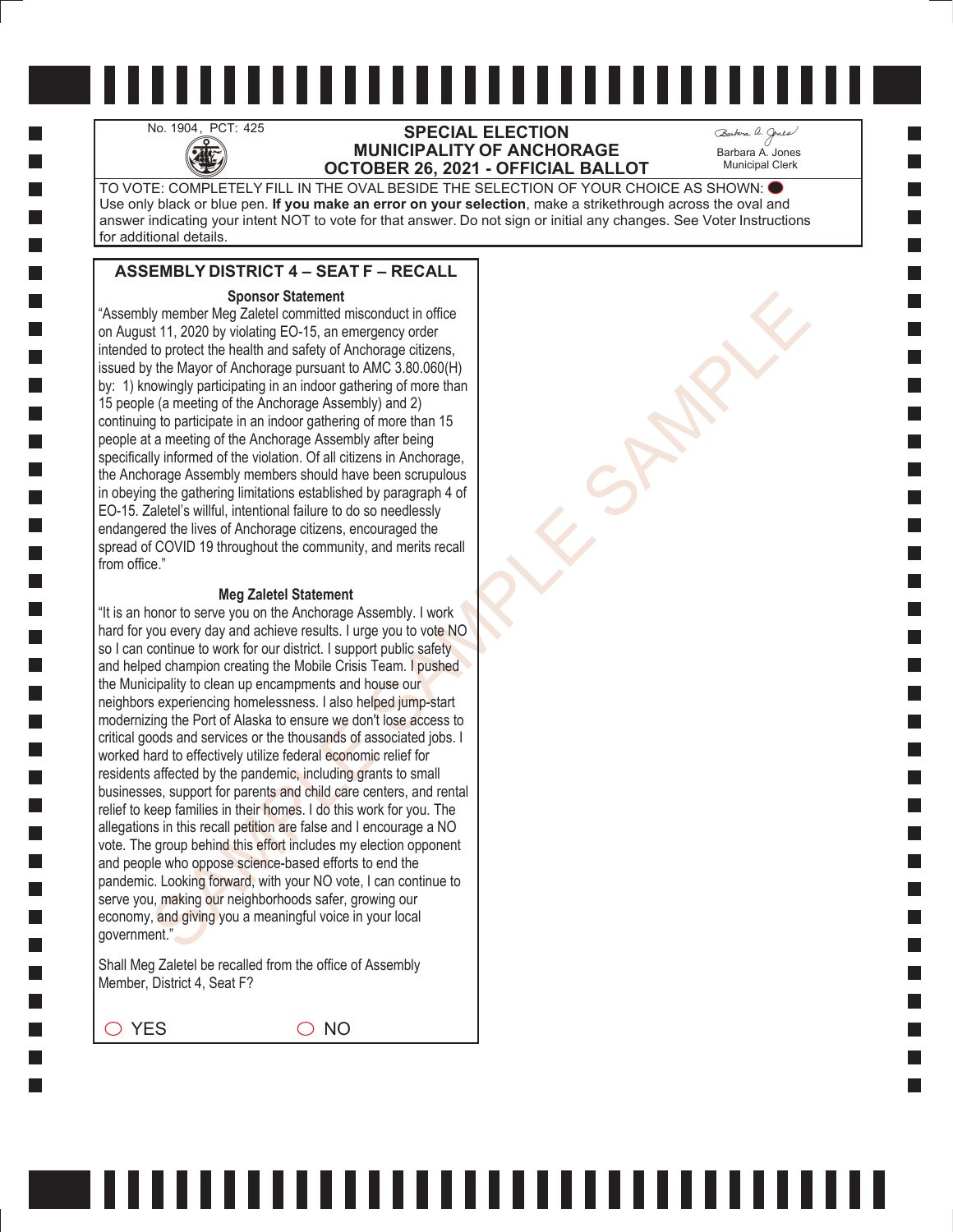No. 1904, PCT: 425

# SPECIAL ELECTION
# MUNICIPALITY OF ANCHORAGE
# OCTOBER 26, 2021 - OFFICIAL BALLOT

Barbara A. Jones
Municipal Clerk

TO VOTE: COMPLETELY FILL IN THE OVAL BESIDE THE SELECTION OF YOUR CHOICE AS SHOWN: ⬤
Use only black or blue pen. **If you make an error on your selection**, make a strikethrough across the oval and answer indicating your intent NOT to vote for that answer. Do not sign or initial any changes. See Voter Instructions for additional details.

## ASSEMBLY DISTRICT 4 – SEAT F – RECALL

### Sponsor Statement

"Assembly member Meg Zaletel committed misconduct in office on August 11, 2020 by violating EO-15, an emergency order intended to protect the health and safety of Anchorage citizens, issued by the Mayor of Anchorage pursuant to AMC 3.80.060(H) by: 1) knowingly participating in an indoor gathering of more than 15 people (a meeting of the Anchorage Assembly) and 2) continuing to participate in an indoor gathering of more than 15 people at a meeting of the Anchorage Assembly after being specifically informed of the violation. Of all citizens in Anchorage, the Anchorage Assembly members should have been scrupulous in obeying the gathering limitations established by paragraph 4 of EO-15. Zaletel's willful, intentional failure to do so needlessly endangered the lives of Anchorage citizens, encouraged the spread of COVID 19 throughout the community, and merits recall from office."

### Meg Zaletel Statement

"It is an honor to serve you on the Anchorage Assembly. I work hard for you every day and achieve results. I urge you to vote NO so I can continue to work for our district. I support public safety and helped champion creating the Mobile Crisis Team. I pushed the Municipality to clean up encampments and house our neighbors experiencing homelessness. I also helped jump-start modernizing the Port of Alaska to ensure we don't lose access to critical goods and services or the thousands of associated jobs. I worked hard to effectively utilize federal economic relief for residents affected by the pandemic, including grants to small businesses, support for parents and child care centers, and rental relief to keep families in their homes. I do this work for you. The allegations in this recall petition are false and I encourage a NO vote. The group behind this effort includes my election opponent and people who oppose science-based efforts to end the pandemic. Looking forward, with your NO vote, I can continue to serve you, making our neighborhoods safer, growing our economy, and giving you a meaningful voice in your local government."

Shall Meg Zaletel be recalled from the office of Assembly Member, District 4, Seat F?

◯ YES    ◯ NO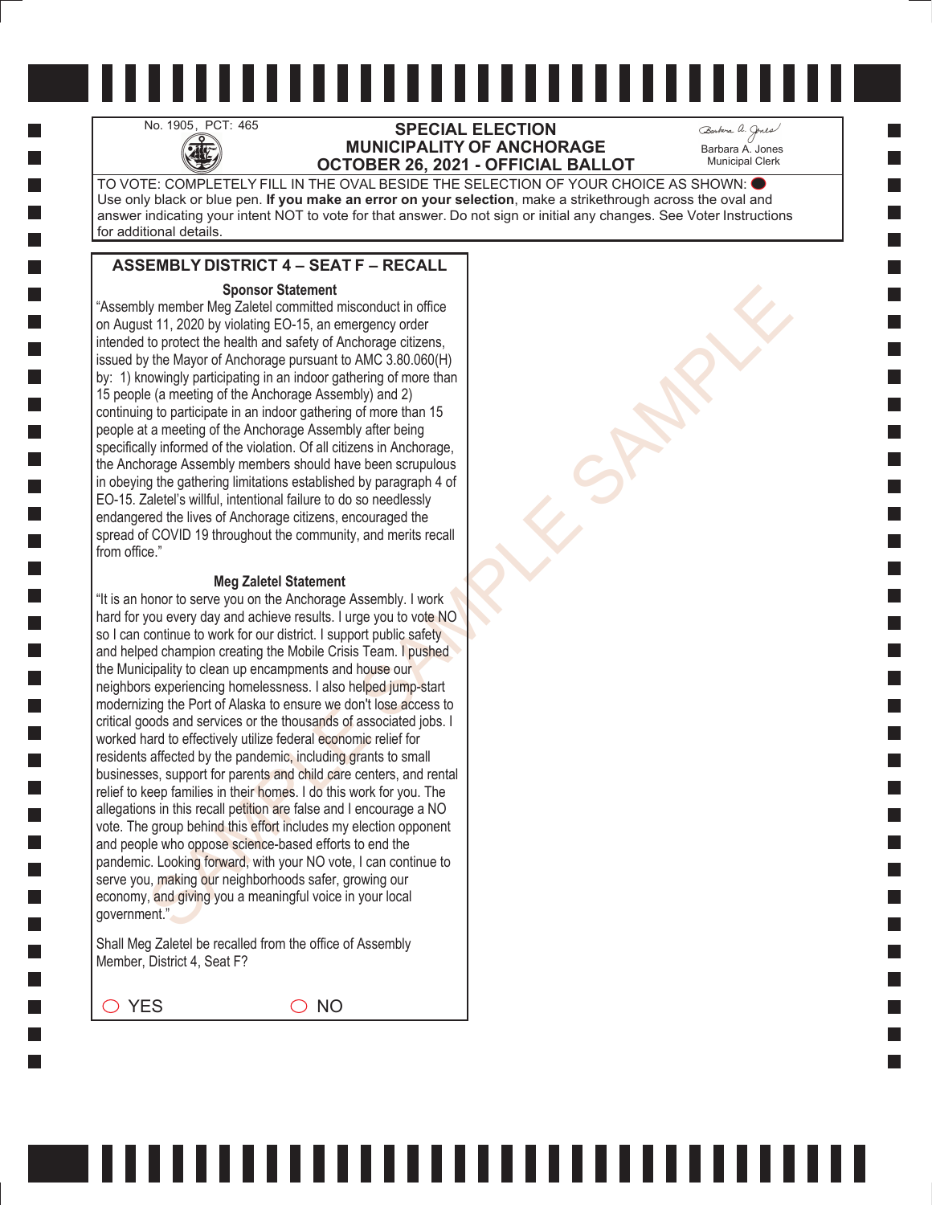No. 1905, PCT: 465

# SPECIAL ELECTION
# MUNICIPALITY OF ANCHORAGE
# OCTOBER 26, 2021 - OFFICIAL BALLOT

Barbara A. Jones
Municipal Clerk

TO VOTE: COMPLETELY FILL IN THE OVAL BESIDE THE SELECTION OF YOUR CHOICE AS SHOWN: ⬬
Use only black or blue pen. **If you make an error on your selection**, make a strikethrough across the oval and answer indicating your intent NOT to vote for that answer. Do not sign or initial any changes. See Voter Instructions for additional details.

## ASSEMBLY DISTRICT 4 – SEAT F – RECALL

**Sponsor Statement**

"Assembly member Meg Zaletel committed misconduct in office on August 11, 2020 by violating EO-15, an emergency order intended to protect the health and safety of Anchorage citizens, issued by the Mayor of Anchorage pursuant to AMC 3.80.060(H) by: 1) knowingly participating in an indoor gathering of more than 15 people (a meeting of the Anchorage Assembly) and 2) continuing to participate in an indoor gathering of more than 15 people at a meeting of the Anchorage Assembly after being specifically informed of the violation. Of all citizens in Anchorage, the Anchorage Assembly members should have been scrupulous in obeying the gathering limitations established by paragraph 4 of EO-15. Zaletel's willful, intentional failure to do so needlessly endangered the lives of Anchorage citizens, encouraged the spread of COVID 19 throughout the community, and merits recall from office."

**Meg Zaletel Statement**

"It is an honor to serve you on the Anchorage Assembly. I work hard for you every day and achieve results. I urge you to vote NO so I can continue to work for our district. I support public safety and helped champion creating the Mobile Crisis Team. I pushed the Municipality to clean up encampments and house our neighbors experiencing homelessness. I also helped jump-start modernizing the Port of Alaska to ensure we don't lose access to critical goods and services or the thousands of associated jobs. I worked hard to effectively utilize federal economic relief for residents affected by the pandemic, including grants to small businesses, support for parents and child care centers, and rental relief to keep families in their homes. I do this work for you. The allegations in this recall petition are false and I encourage a NO vote. The group behind this effort includes my election opponent and people who oppose science-based efforts to end the pandemic. Looking forward, with your NO vote, I can continue to serve you, making our neighborhoods safer, growing our economy, and giving you a meaningful voice in your local government."

Shall Meg Zaletel be recalled from the office of Assembly Member, District 4, Seat F?

○ YES ○ NO

SAMPLE SAMPLE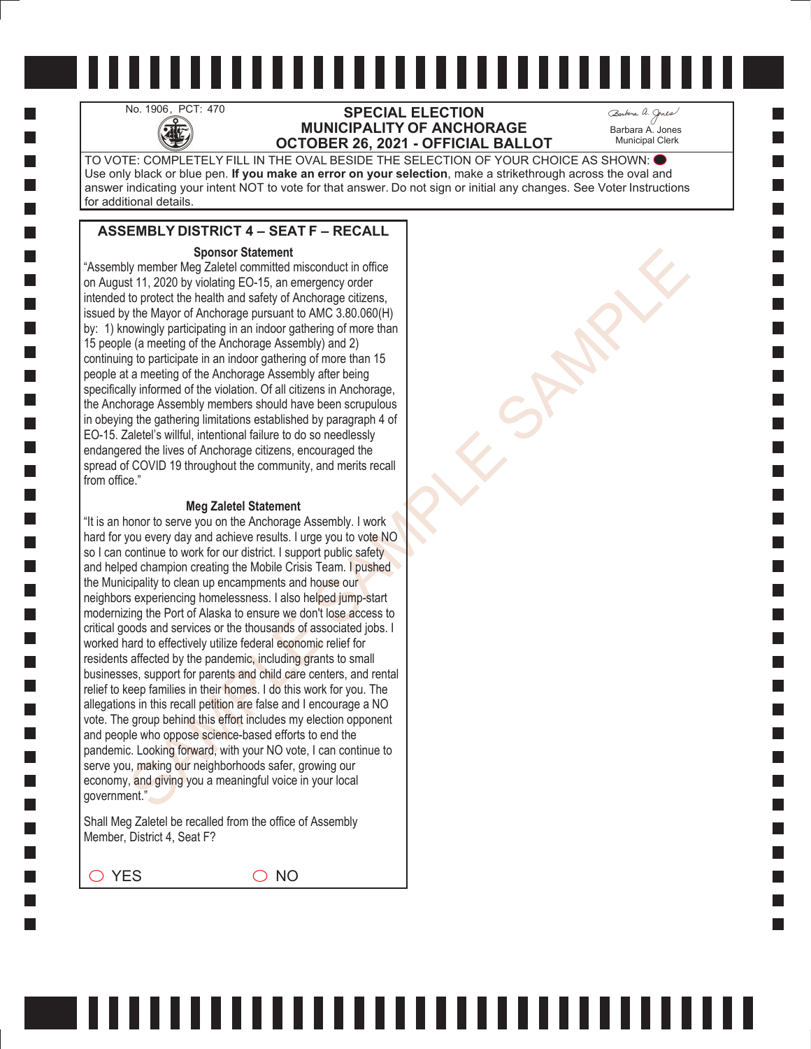No. 1906, PCT: 470

## SPECIAL ELECTION
## MUNICIPALITY OF ANCHORAGE
## OCTOBER 26, 2021 - OFFICIAL BALLOT

Barbara A. Jones
Municipal Clerk

TO VOTE: COMPLETELY FILL IN THE OVAL BESIDE THE SELECTION OF YOUR CHOICE AS SHOWN: ⬬
Use only black or blue pen. **If you make an error on your selection**, make a strikethrough across the oval and answer indicating your intent NOT to vote for that answer. Do not sign or initial any changes. See Voter Instructions for additional details.

### ASSEMBLY DISTRICT 4 – SEAT F – RECALL

**Sponsor Statement**

"Assembly member Meg Zaletel committed misconduct in office on August 11, 2020 by violating EO-15, an emergency order intended to protect the health and safety of Anchorage citizens, issued by the Mayor of Anchorage pursuant to AMC 3.80.060(H) by: 1) knowingly participating in an indoor gathering of more than 15 people (a meeting of the Anchorage Assembly) and 2) continuing to participate in an indoor gathering of more than 15 people at a meeting of the Anchorage Assembly after being specifically informed of the violation. Of all citizens in Anchorage, the Anchorage Assembly members should have been scrupulous in obeying the gathering limitations established by paragraph 4 of EO-15. Zaletel's willful, intentional failure to do so needlessly endangered the lives of Anchorage citizens, encouraged the spread of COVID 19 throughout the community, and merits recall from office."

**Meg Zaletel Statement**

"It is an honor to serve you on the Anchorage Assembly. I work hard for you every day and achieve results. I urge you to vote NO so I can continue to work for our district. I support public safety and helped champion creating the Mobile Crisis Team. I pushed the Municipality to clean up encampments and house our neighbors experiencing homelessness. I also helped jump-start modernizing the Port of Alaska to ensure we don't lose access to critical goods and services or the thousands of associated jobs. I worked hard to effectively utilize federal economic relief for residents affected by the pandemic, including grants to small businesses, support for parents and child care centers, and rental relief to keep families in their homes. I do this work for you. The allegations in this recall petition are false and I encourage a NO vote. The group behind this effort includes my election opponent and people who oppose science-based efforts to end the pandemic. Looking forward, with your NO vote, I can continue to serve you, making our neighborhoods safer, growing our economy, and giving you a meaningful voice in your local government."

Shall Meg Zaletel be recalled from the office of Assembly Member, District 4, Seat F?

◯ YES ◯ NO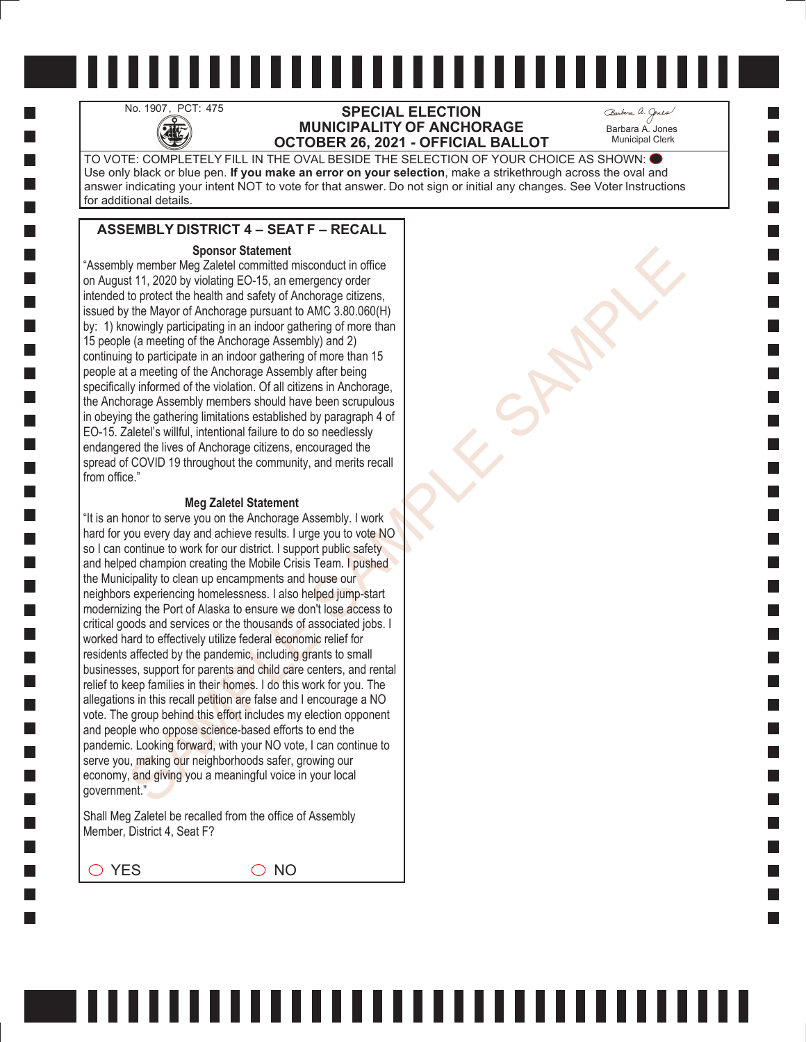No. 1907, PCT: 475

# SPECIAL ELECTION
# MUNICIPALITY OF ANCHORAGE
# OCTOBER 26, 2021 - OFFICIAL BALLOT

Barbara A. Jones
Municipal Clerk

TO VOTE: COMPLETELY FILL IN THE OVAL BESIDE THE SELECTION OF YOUR CHOICE AS SHOWN: ⬤
Use only black or blue pen. **If you make an error on your selection**, make a strikethrough across the oval and answer indicating your intent NOT to vote for that answer. Do not sign or initial any changes. See Voter Instructions for additional details.

## ASSEMBLY DISTRICT 4 – SEAT F – RECALL

### Sponsor Statement

"Assembly member Meg Zaletel committed misconduct in office on August 11, 2020 by violating EO-15, an emergency order intended to protect the health and safety of Anchorage citizens, issued by the Mayor of Anchorage pursuant to AMC 3.80.060(H) by: 1) knowingly participating in an indoor gathering of more than 15 people (a meeting of the Anchorage Assembly) and 2) continuing to participate in an indoor gathering of more than 15 people at a meeting of the Anchorage Assembly after being specifically informed of the violation. Of all citizens in Anchorage, the Anchorage Assembly members should have been scrupulous in obeying the gathering limitations established by paragraph 4 of EO-15. Zaletel's willful, intentional failure to do so needlessly endangered the lives of Anchorage citizens, encouraged the spread of COVID 19 throughout the community, and merits recall from office."

### Meg Zaletel Statement

"It is an honor to serve you on the Anchorage Assembly. I work hard for you every day and achieve results. I urge you to vote NO so I can continue to work for our district. I support public safety and helped champion creating the Mobile Crisis Team. I pushed the Municipality to clean up encampments and house our neighbors experiencing homelessness. I also helped jump-start modernizing the Port of Alaska to ensure we don't lose access to critical goods and services or the thousands of associated jobs. I worked hard to effectively utilize federal economic relief for residents affected by the pandemic, including grants to small businesses, support for parents and child care centers, and rental relief to keep families in their homes. I do this work for you. The allegations in this recall petition are false and I encourage a NO vote. The group behind this effort includes my election opponent and people who oppose science-based efforts to end the pandemic. Looking forward, with your NO vote, I can continue to serve you, making our neighborhoods safer, growing our economy, and giving you a meaningful voice in your local government."

Shall Meg Zaletel be recalled from the office of Assembly Member, District 4, Seat F?

○ YES ○ NO

SAMPLE SAMPLE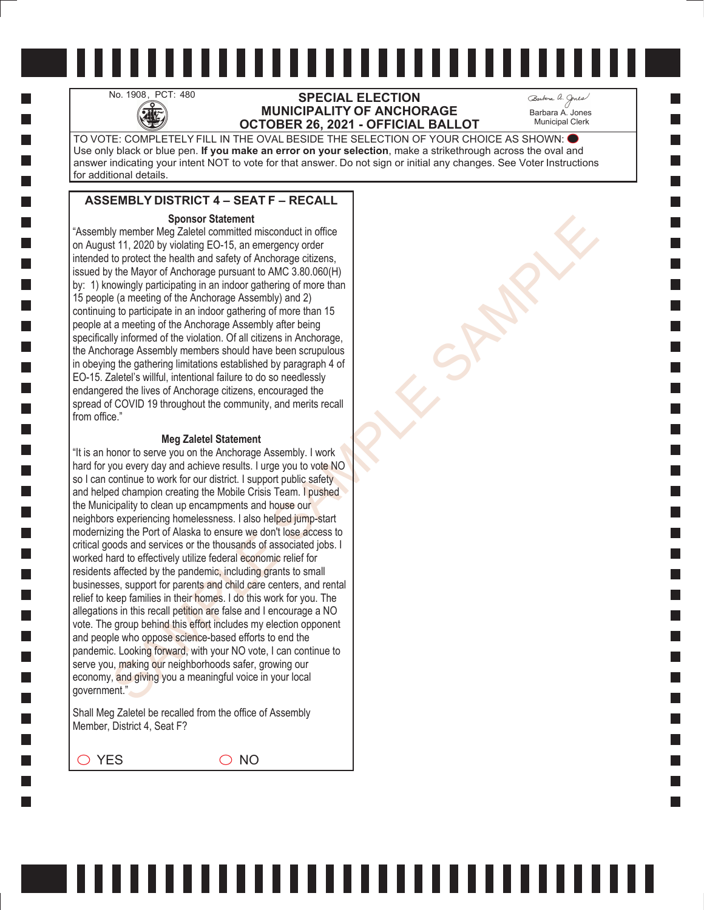No. 1908, PCT: 480

# SPECIAL ELECTION
## MUNICIPALITY OF ANCHORAGE
## OCTOBER 26, 2021 - OFFICIAL BALLOT

Barbara A. Jones
Municipal Clerk

TO VOTE: COMPLETELY FILL IN THE OVAL BESIDE THE SELECTION OF YOUR CHOICE AS SHOWN: ⬬
Use only black or blue pen. **If you make an error on your selection**, make a strikethrough across the oval and answer indicating your intent NOT to vote for that answer. Do not sign or initial any changes. See Voter Instructions for additional details.

## ASSEMBLY DISTRICT 4 – SEAT F – RECALL

**Sponsor Statement**

"Assembly member Meg Zaletel committed misconduct in office on August 11, 2020 by violating EO-15, an emergency order intended to protect the health and safety of Anchorage citizens, issued by the Mayor of Anchorage pursuant to AMC 3.80.060(H) by: 1) knowingly participating in an indoor gathering of more than 15 people (a meeting of the Anchorage Assembly) and 2) continuing to participate in an indoor gathering of more than 15 people at a meeting of the Anchorage Assembly after being specifically informed of the violation. Of all citizens in Anchorage, the Anchorage Assembly members should have been scrupulous in obeying the gathering limitations established by paragraph 4 of EO-15. Zaletel's willful, intentional failure to do so needlessly endangered the lives of Anchorage citizens, encouraged the spread of COVID 19 throughout the community, and merits recall from office."

**Meg Zaletel Statement**

"It is an honor to serve you on the Anchorage Assembly. I work hard for you every day and achieve results. I urge you to vote NO so I can continue to work for our district. I support public safety and helped champion creating the Mobile Crisis Team. I pushed the Municipality to clean up encampments and house our neighbors experiencing homelessness. I also helped jump-start modernizing the Port of Alaska to ensure we don't lose access to critical goods and services or the thousands of associated jobs. I worked hard to effectively utilize federal economic relief for residents affected by the pandemic, including grants to small businesses, support for parents and child care centers, and rental relief to keep families in their homes. I do this work for you. The allegations in this recall petition are false and I encourage a NO vote. The group behind this effort includes my election opponent and people who oppose science-based efforts to end the pandemic. Looking forward, with your NO vote, I can continue to serve you, making our neighborhoods safer, growing our economy, and giving you a meaningful voice in your local government."

Shall Meg Zaletel be recalled from the office of Assembly Member, District 4, Seat F?

◯ YES ◯ NO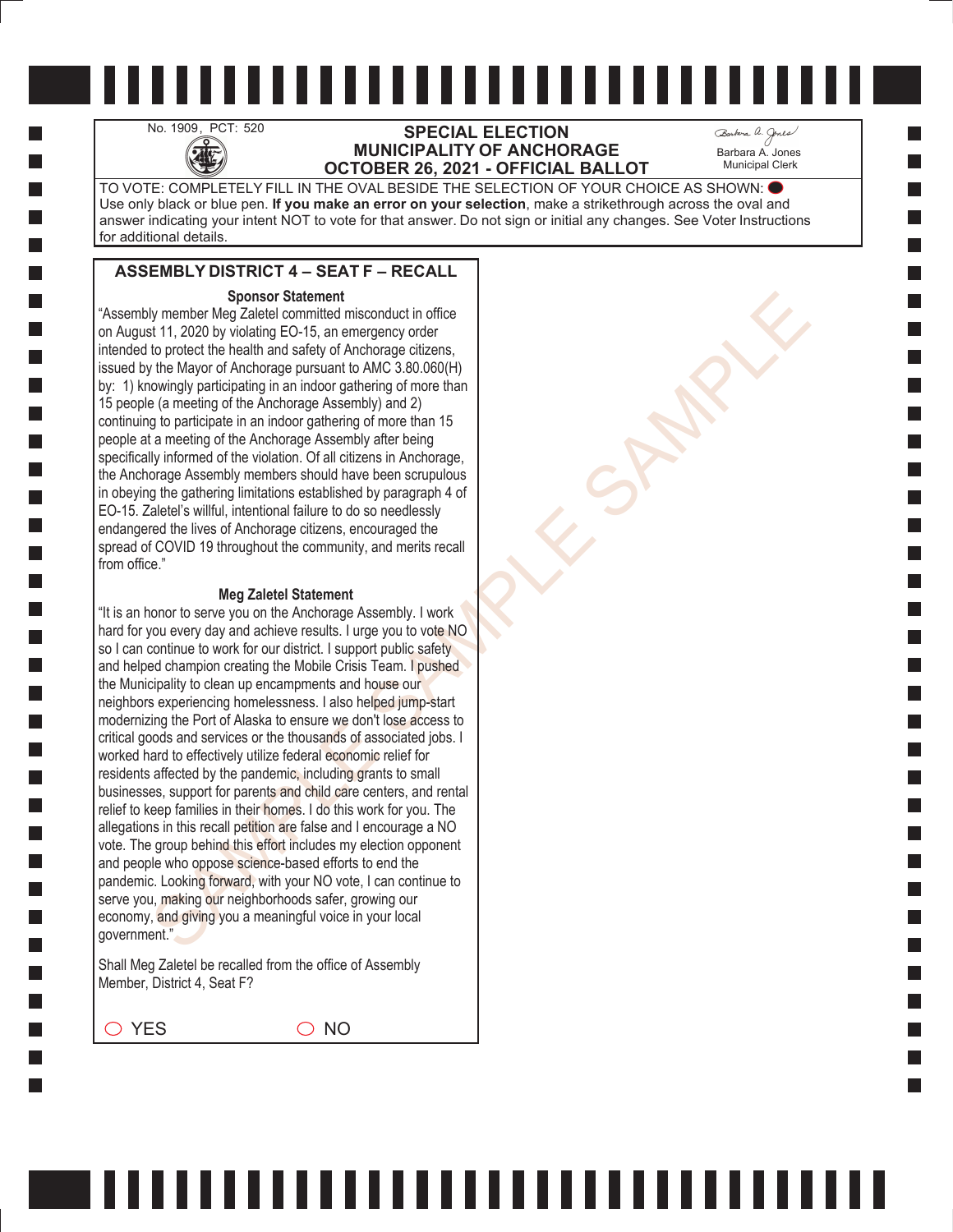No. 1909, PCT: 520

# SPECIAL ELECTION
# MUNICIPALITY OF ANCHORAGE
# OCTOBER 26, 2021 - OFFICIAL BALLOT

Barbara A. Jones
Municipal Clerk

TO VOTE: COMPLETELY FILL IN THE OVAL BESIDE THE SELECTION OF YOUR CHOICE AS SHOWN: ⬬
Use only black or blue pen. **If you make an error on your selection**, make a strikethrough across the oval and answer indicating your intent NOT to vote for that answer. Do not sign or initial any changes. See Voter Instructions for additional details.

## ASSEMBLY DISTRICT 4 – SEAT F – RECALL

**Sponsor Statement**

"Assembly member Meg Zaletel committed misconduct in office on August 11, 2020 by violating EO-15, an emergency order intended to protect the health and safety of Anchorage citizens, issued by the Mayor of Anchorage pursuant to AMC 3.80.060(H) by: 1) knowingly participating in an indoor gathering of more than 15 people (a meeting of the Anchorage Assembly) and 2) continuing to participate in an indoor gathering of more than 15 people at a meeting of the Anchorage Assembly after being specifically informed of the violation. Of all citizens in Anchorage, the Anchorage Assembly members should have been scrupulous in obeying the gathering limitations established by paragraph 4 of EO-15. Zaletel's willful, intentional failure to do so needlessly endangered the lives of Anchorage citizens, encouraged the spread of COVID 19 throughout the community, and merits recall from office."

**Meg Zaletel Statement**

"It is an honor to serve you on the Anchorage Assembly. I work hard for you every day and achieve results. I urge you to vote NO so I can continue to work for our district. I support public safety and helped champion creating the Mobile Crisis Team. I pushed the Municipality to clean up encampments and house our neighbors experiencing homelessness. I also helped jump-start modernizing the Port of Alaska to ensure we don't lose access to critical goods and services or the thousands of associated jobs. I worked hard to effectively utilize federal economic relief for residents affected by the pandemic, including grants to small businesses, support for parents and child care centers, and rental relief to keep families in their homes. I do this work for you. The allegations in this recall petition are false and I encourage a NO vote. The group behind this effort includes my election opponent and people who oppose science-based efforts to end the pandemic. Looking forward, with your NO vote, I can continue to serve you, making our neighborhoods safer, growing our economy, and giving you a meaningful voice in your local government."

Shall Meg Zaletel be recalled from the office of Assembly Member, District 4, Seat F?

◯ YES ◯ NO

SAMPLE SAMPLE SAMPLE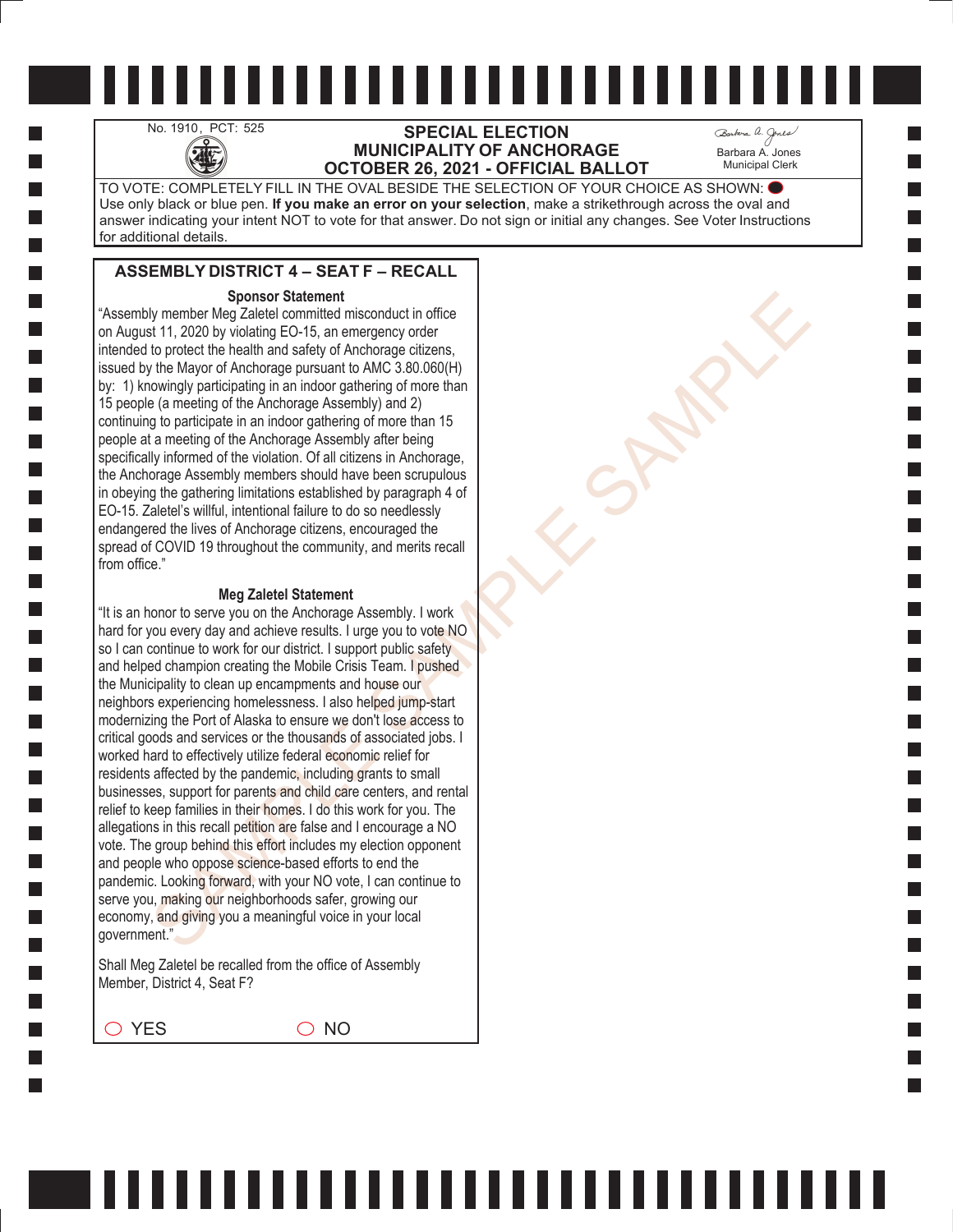No. 1910, PCT: 525

# SPECIAL ELECTION
# MUNICIPALITY OF ANCHORAGE
# OCTOBER 26, 2021 - OFFICIAL BALLOT

Barbara A. Jones
Municipal Clerk

TO VOTE: COMPLETELY FILL IN THE OVAL BESIDE THE SELECTION OF YOUR CHOICE AS SHOWN: ⬤
Use only black or blue pen. **If you make an error on your selection**, make a strikethrough across the oval and answer indicating your intent NOT to vote for that answer. Do not sign or initial any changes. See Voter Instructions for additional details.

## ASSEMBLY DISTRICT 4 – SEAT F – RECALL

**Sponsor Statement**

"Assembly member Meg Zaletel committed misconduct in office on August 11, 2020 by violating EO-15, an emergency order intended to protect the health and safety of Anchorage citizens, issued by the Mayor of Anchorage pursuant to AMC 3.80.060(H) by: 1) knowingly participating in an indoor gathering of more than 15 people (a meeting of the Anchorage Assembly) and 2) continuing to participate in an indoor gathering of more than 15 people at a meeting of the Anchorage Assembly after being specifically informed of the violation. Of all citizens in Anchorage, the Anchorage Assembly members should have been scrupulous in obeying the gathering limitations established by paragraph 4 of EO-15. Zaletel's willful, intentional failure to do so needlessly endangered the lives of Anchorage citizens, encouraged the spread of COVID 19 throughout the community, and merits recall from office."

**Meg Zaletel Statement**

"It is an honor to serve you on the Anchorage Assembly. I work hard for you every day and achieve results. I urge you to vote NO so I can continue to work for our district. I support public safety and helped champion creating the Mobile Crisis Team. I pushed the Municipality to clean up encampments and house our neighbors experiencing homelessness. I also helped jump-start modernizing the Port of Alaska to ensure we don't lose access to critical goods and services or the thousands of associated jobs. I worked hard to effectively utilize federal economic relief for residents affected by the pandemic, including grants to small businesses, support for parents and child care centers, and rental relief to keep families in their homes. I do this work for you. The allegations in this recall petition are false and I encourage a NO vote. The group behind this effort includes my election opponent and people who oppose science-based efforts to end the pandemic. Looking forward, with your NO vote, I can continue to serve you, making our neighborhoods safer, growing our economy, and giving you a meaningful voice in your local government."

Shall Meg Zaletel be recalled from the office of Assembly Member, District 4, Seat F?

◯ YES ◯ NO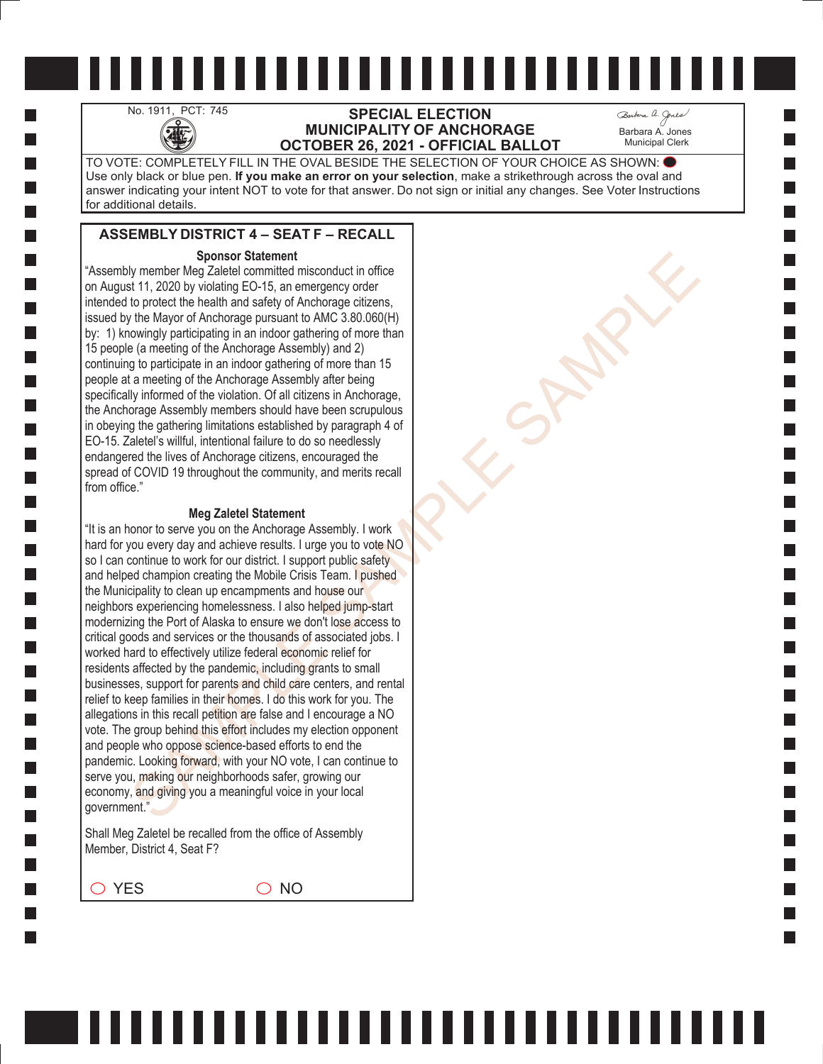No. 1911, PCT: 745

# SPECIAL ELECTION
# MUNICIPALITY OF ANCHORAGE
# OCTOBER 26, 2021 - OFFICIAL BALLOT

Barbara A. Jones
Municipal Clerk

TO VOTE: COMPLETELY FILL IN THE OVAL BESIDE THE SELECTION OF YOUR CHOICE AS SHOWN: ⬬
Use only black or blue pen. **If you make an error on your selection**, make a strikethrough across the oval and answer indicating your intent NOT to vote for that answer. Do not sign or initial any changes. See Voter Instructions for additional details.

## ASSEMBLY DISTRICT 4 – SEAT F – RECALL

**Sponsor Statement**

"Assembly member Meg Zaletel committed misconduct in office on August 11, 2020 by violating EO-15, an emergency order intended to protect the health and safety of Anchorage citizens, issued by the Mayor of Anchorage pursuant to AMC 3.80.060(H) by: 1) knowingly participating in an indoor gathering of more than 15 people (a meeting of the Anchorage Assembly) and 2) continuing to participate in an indoor gathering of more than 15 people at a meeting of the Anchorage Assembly after being specifically informed of the violation. Of all citizens in Anchorage, the Anchorage Assembly members should have been scrupulous in obeying the gathering limitations established by paragraph 4 of EO-15. Zaletel's willful, intentional failure to do so needlessly endangered the lives of Anchorage citizens, encouraged the spread of COVID 19 throughout the community, and merits recall from office."

**Meg Zaletel Statement**

"It is an honor to serve you on the Anchorage Assembly. I work hard for you every day and achieve results. I urge you to vote NO so I can continue to work for our district. I support public safety and helped champion creating the Mobile Crisis Team. I pushed the Municipality to clean up encampments and house our neighbors experiencing homelessness. I also helped jump-start modernizing the Port of Alaska to ensure we don't lose access to critical goods and services or the thousands of associated jobs. I worked hard to effectively utilize federal economic relief for residents affected by the pandemic, including grants to small businesses, support for parents and child care centers, and rental relief to keep families in their homes. I do this work for you. The allegations in this recall petition are false and I encourage a NO vote. The group behind this effort includes my election opponent and people who oppose science-based efforts to end the pandemic. Looking forward, with your NO vote, I can continue to serve you, making our neighborhoods safer, growing our economy, and giving you a meaningful voice in your local government."

Shall Meg Zaletel be recalled from the office of Assembly Member, District 4, Seat F?

◯ YES ◯ NO

SAMPLE SAMPLE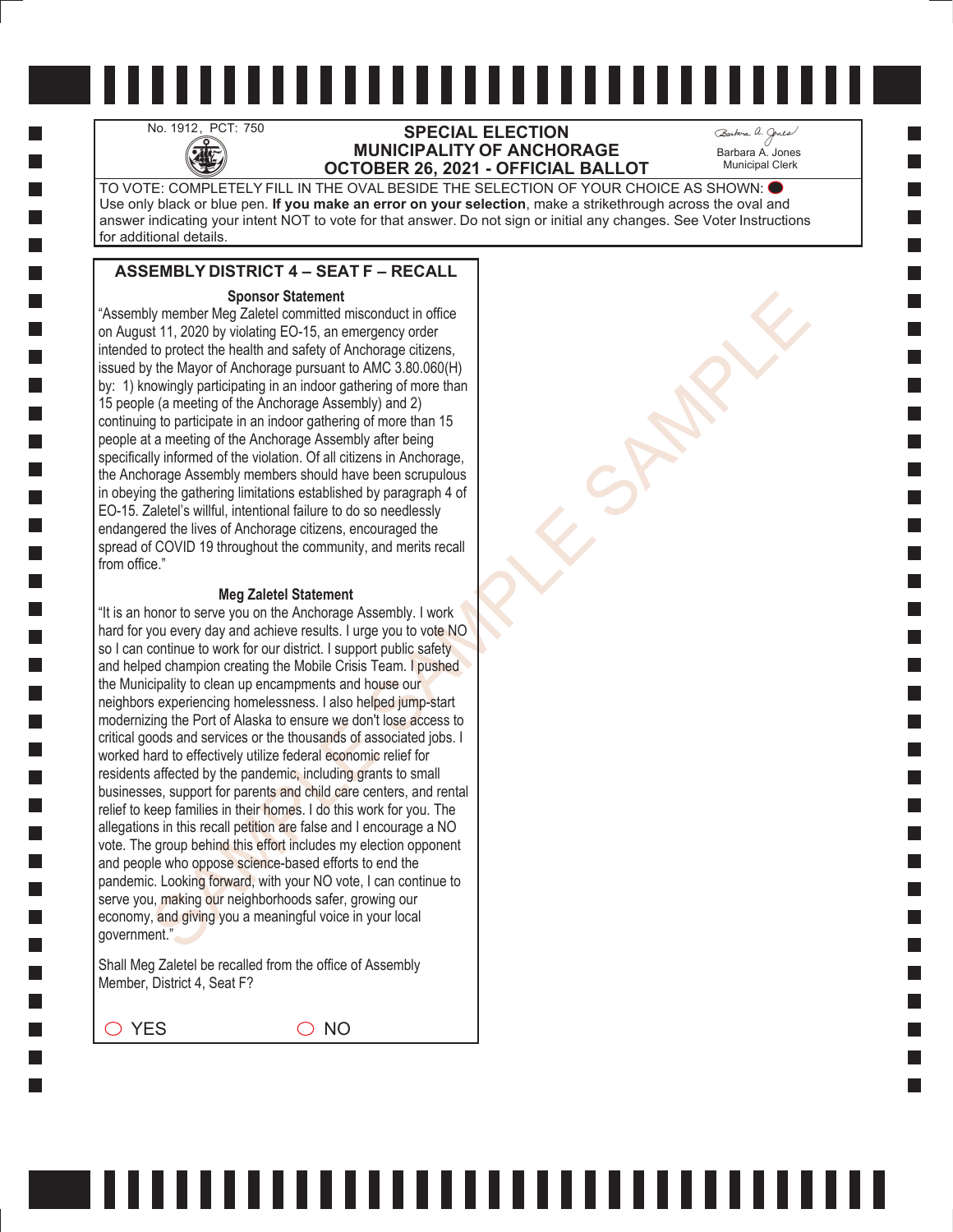No. 1912, PCT: 750

**SPECIAL ELECTION**
**MUNICIPALITY OF ANCHORAGE**
**OCTOBER 26, 2021 - OFFICIAL BALLOT**

Barbara A. Jones
Municipal Clerk

TO VOTE: COMPLETELY FILL IN THE OVAL BESIDE THE SELECTION OF YOUR CHOICE AS SHOWN: ⬬
Use only black or blue pen. **If you make an error on your selection**, make a strikethrough across the oval and answer indicating your intent NOT to vote for that answer. Do not sign or initial any changes. See Voter Instructions for additional details.

## ASSEMBLY DISTRICT 4 – SEAT F – RECALL

### Sponsor Statement

"Assembly member Meg Zaletel committed misconduct in office on August 11, 2020 by violating EO-15, an emergency order intended to protect the health and safety of Anchorage citizens, issued by the Mayor of Anchorage pursuant to AMC 3.80.060(H) by: 1) knowingly participating in an indoor gathering of more than 15 people (a meeting of the Anchorage Assembly) and 2) continuing to participate in an indoor gathering of more than 15 people at a meeting of the Anchorage Assembly after being specifically informed of the violation. Of all citizens in Anchorage, the Anchorage Assembly members should have been scrupulous in obeying the gathering limitations established by paragraph 4 of EO-15. Zaletel's willful, intentional failure to do so needlessly endangered the lives of Anchorage citizens, encouraged the spread of COVID 19 throughout the community, and merits recall from office."

### Meg Zaletel Statement

"It is an honor to serve you on the Anchorage Assembly. I work hard for you every day and achieve results. I urge you to vote NO so I can continue to work for our district. I support public safety and helped champion creating the Mobile Crisis Team. I pushed the Municipality to clean up encampments and house our neighbors experiencing homelessness. I also helped jump-start modernizing the Port of Alaska to ensure we don't lose access to critical goods and services or the thousands of associated jobs. I worked hard to effectively utilize federal economic relief for residents affected by the pandemic, including grants to small businesses, support for parents and child care centers, and rental relief to keep families in their homes. I do this work for you. The allegations in this recall petition are false and I encourage a NO vote. The group behind this effort includes my election opponent and people who oppose science-based efforts to end the pandemic. Looking forward, with your NO vote, I can continue to serve you, making our neighborhoods safer, growing our economy, and giving you a meaningful voice in your local government."

Shall Meg Zaletel be recalled from the office of Assembly Member, District 4, Seat F?

◯ YES ◯ NO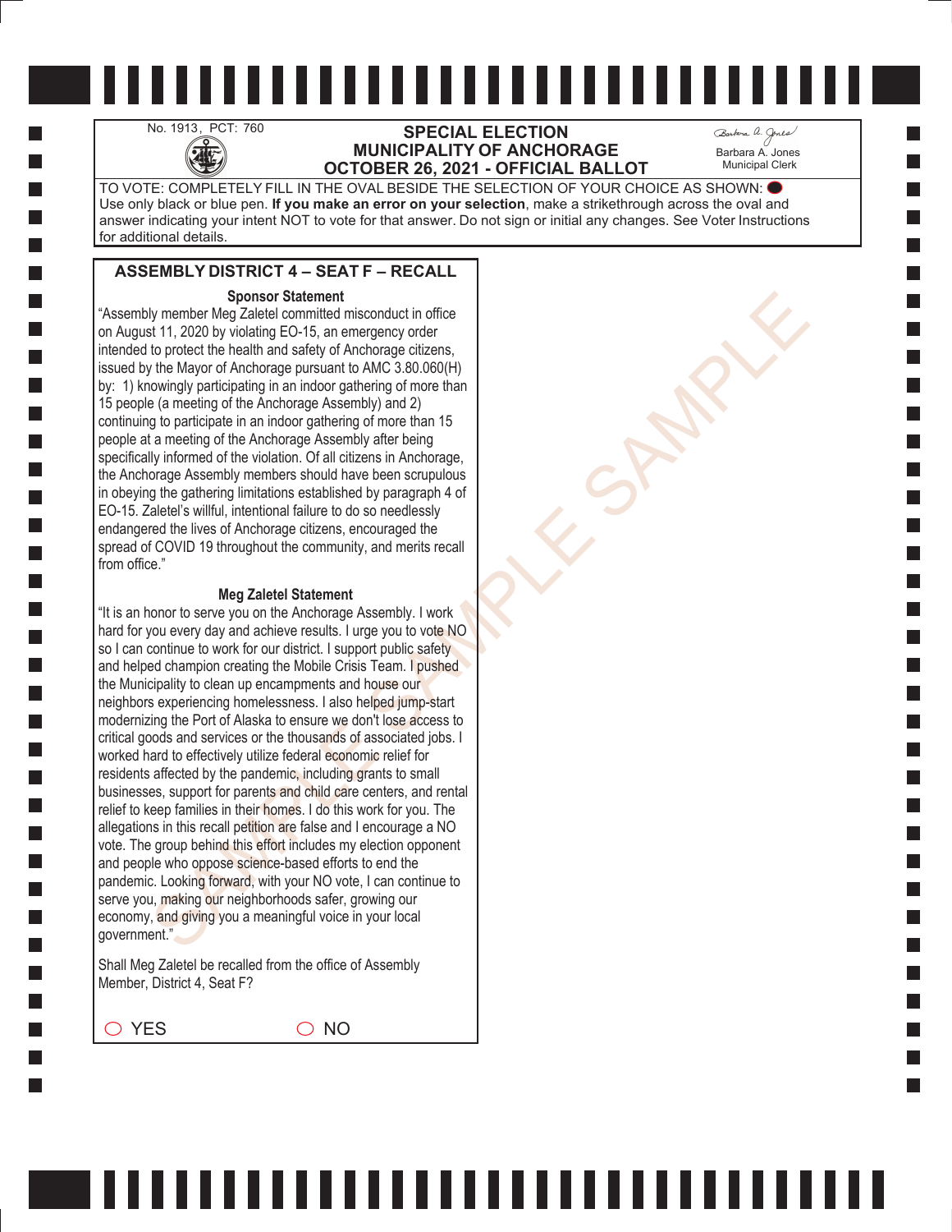No. 1913, PCT: 760

# SPECIAL ELECTION
# MUNICIPALITY OF ANCHORAGE
# OCTOBER 26, 2021 - OFFICIAL BALLOT

Barbara A. Jones
Municipal Clerk

TO VOTE: COMPLETELY FILL IN THE OVAL BESIDE THE SELECTION OF YOUR CHOICE AS SHOWN: ⬬
Use only black or blue pen. **If you make an error on your selection**, make a strikethrough across the oval and answer indicating your intent NOT to vote for that answer. Do not sign or initial any changes. See Voter Instructions for additional details.

## ASSEMBLY DISTRICT 4 – SEAT F – RECALL

**Sponsor Statement**

"Assembly member Meg Zaletel committed misconduct in office on August 11, 2020 by violating EO-15, an emergency order intended to protect the health and safety of Anchorage citizens, issued by the Mayor of Anchorage pursuant to AMC 3.80.060(H) by: 1) knowingly participating in an indoor gathering of more than 15 people (a meeting of the Anchorage Assembly) and 2) continuing to participate in an indoor gathering of more than 15 people at a meeting of the Anchorage Assembly after being specifically informed of the violation. Of all citizens in Anchorage, the Anchorage Assembly members should have been scrupulous in obeying the gathering limitations established by paragraph 4 of EO-15. Zaletel's willful, intentional failure to do so needlessly endangered the lives of Anchorage citizens, encouraged the spread of COVID 19 throughout the community, and merits recall from office."

**Meg Zaletel Statement**

"It is an honor to serve you on the Anchorage Assembly. I work hard for you every day and achieve results. I urge you to vote NO so I can continue to work for our district. I support public safety and helped champion creating the Mobile Crisis Team. I pushed the Municipality to clean up encampments and house our neighbors experiencing homelessness. I also helped jump-start modernizing the Port of Alaska to ensure we don't lose access to critical goods and services or the thousands of associated jobs. I worked hard to effectively utilize federal economic relief for residents affected by the pandemic, including grants to small businesses, support for parents and child care centers, and rental relief to keep families in their homes. I do this work for you. The allegations in this recall petition are false and I encourage a NO vote. The group behind this effort includes my election opponent and people who oppose science-based efforts to end the pandemic. Looking forward, with your NO vote, I can continue to serve you, making our neighborhoods safer, growing our economy, and giving you a meaningful voice in your local government."

Shall Meg Zaletel be recalled from the office of Assembly Member, District 4, Seat F?

◯ YES ◯ NO

SAMPLE SAMPLE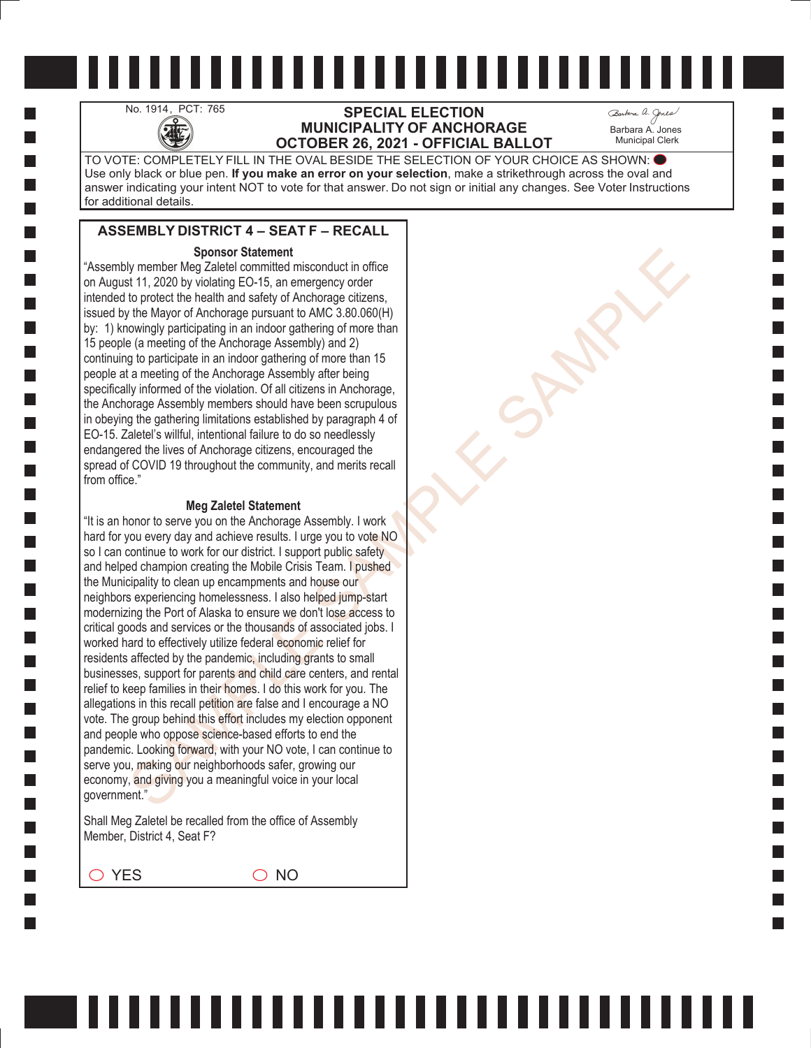No. 1914, PCT: 765

# SPECIAL ELECTION
# MUNICIPALITY OF ANCHORAGE
# OCTOBER 26, 2021 - OFFICIAL BALLOT

Barbara A. Jones
Municipal Clerk

TO VOTE: COMPLETELY FILL IN THE OVAL BESIDE THE SELECTION OF YOUR CHOICE AS SHOWN: ⬬
Use only black or blue pen. **If you make an error on your selection**, make a strikethrough across the oval and answer indicating your intent NOT to vote for that answer. Do not sign or initial any changes. See Voter Instructions for additional details.

## ASSEMBLY DISTRICT 4 – SEAT F – RECALL

### Sponsor Statement

"Assembly member Meg Zaletel committed misconduct in office on August 11, 2020 by violating EO-15, an emergency order intended to protect the health and safety of Anchorage citizens, issued by the Mayor of Anchorage pursuant to AMC 3.80.060(H) by: 1) knowingly participating in an indoor gathering of more than 15 people (a meeting of the Anchorage Assembly) and 2) continuing to participate in an indoor gathering of more than 15 people at a meeting of the Anchorage Assembly after being specifically informed of the violation. Of all citizens in Anchorage, the Anchorage Assembly members should have been scrupulous in obeying the gathering limitations established by paragraph 4 of EO-15. Zaletel's willful, intentional failure to do so needlessly endangered the lives of Anchorage citizens, encouraged the spread of COVID 19 throughout the community, and merits recall from office."

### Meg Zaletel Statement

"It is an honor to serve you on the Anchorage Assembly. I work hard for you every day and achieve results. I urge you to vote NO so I can continue to work for our district. I support public safety and helped champion creating the Mobile Crisis Team. I pushed the Municipality to clean up encampments and house our neighbors experiencing homelessness. I also helped jump-start modernizing the Port of Alaska to ensure we don't lose access to critical goods and services or the thousands of associated jobs. I worked hard to effectively utilize federal economic relief for residents affected by the pandemic, including grants to small businesses, support for parents and child care centers, and rental relief to keep families in their homes. I do this work for you. The allegations in this recall petition are false and I encourage a NO vote. The group behind this effort includes my election opponent and people who oppose science-based efforts to end the pandemic. Looking forward, with your NO vote, I can continue to serve you, making our neighborhoods safer, growing our economy, and giving you a meaningful voice in your local government."

Shall Meg Zaletel be recalled from the office of Assembly Member, District 4, Seat F?

◯ YES ◯ NO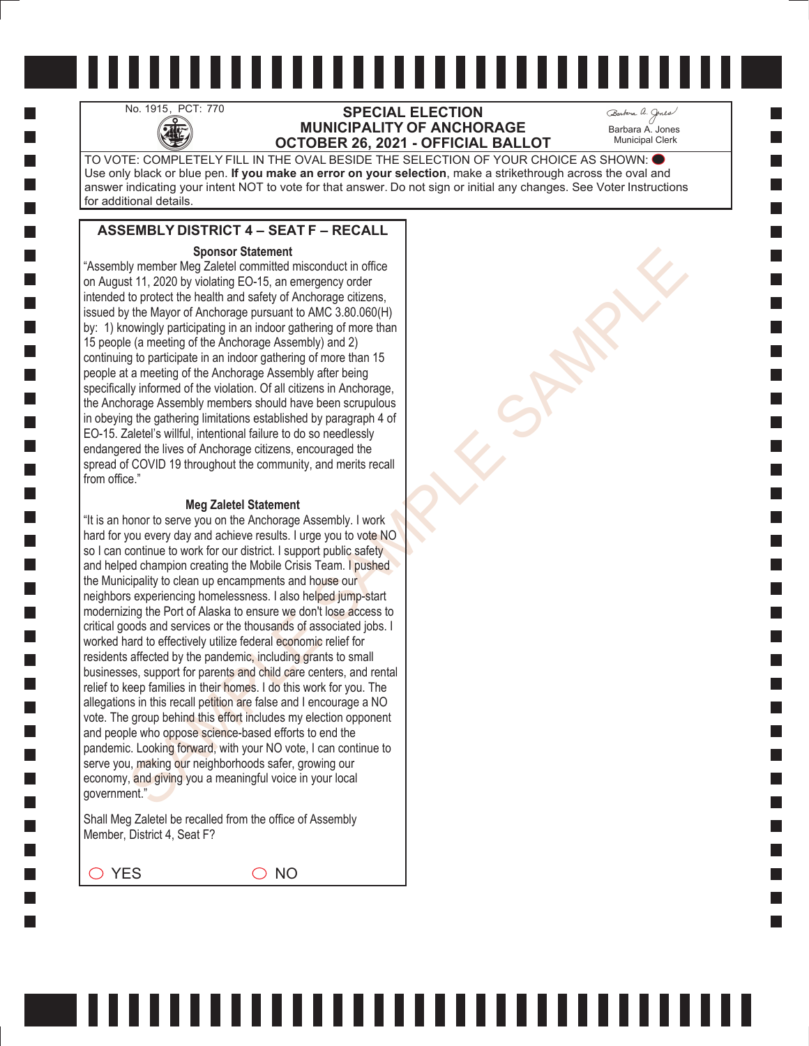No. 1915, PCT: 770

# SPECIAL ELECTION
## MUNICIPALITY OF ANCHORAGE
## OCTOBER 26, 2021 - OFFICIAL BALLOT

Barbara A. Jones
Municipal Clerk

TO VOTE: COMPLETELY FILL IN THE OVAL BESIDE THE SELECTION OF YOUR CHOICE AS SHOWN: ⬬
Use only black or blue pen. **If you make an error on your selection**, make a strikethrough across the oval and answer indicating your intent NOT to vote for that answer. Do not sign or initial any changes. See Voter Instructions for additional details.

## ASSEMBLY DISTRICT 4 – SEAT F – RECALL

**Sponsor Statement**

"Assembly member Meg Zaletel committed misconduct in office on August 11, 2020 by violating EO-15, an emergency order intended to protect the health and safety of Anchorage citizens, issued by the Mayor of Anchorage pursuant to AMC 3.80.060(H) by: 1) knowingly participating in an indoor gathering of more than 15 people (a meeting of the Anchorage Assembly) and 2) continuing to participate in an indoor gathering of more than 15 people at a meeting of the Anchorage Assembly after being specifically informed of the violation. Of all citizens in Anchorage, the Anchorage Assembly members should have been scrupulous in obeying the gathering limitations established by paragraph 4 of EO-15. Zaletel's willful, intentional failure to do so needlessly endangered the lives of Anchorage citizens, encouraged the spread of COVID 19 throughout the community, and merits recall from office."

**Meg Zaletel Statement**

"It is an honor to serve you on the Anchorage Assembly. I work hard for you every day and achieve results. I urge you to vote NO so I can continue to work for our district. I support public safety and helped champion creating the Mobile Crisis Team. I pushed the Municipality to clean up encampments and house our neighbors experiencing homelessness. I also helped jump-start modernizing the Port of Alaska to ensure we don't lose access to critical goods and services or the thousands of associated jobs. I worked hard to effectively utilize federal economic relief for residents affected by the pandemic, including grants to small businesses, support for parents and child care centers, and rental relief to keep families in their homes. I do this work for you. The allegations in this recall petition are false and I encourage a NO vote. The group behind this effort includes my election opponent and people who oppose science-based efforts to end the pandemic. Looking forward, with your NO vote, I can continue to serve you, making our neighborhoods safer, growing our economy, and giving you a meaningful voice in your local government."

Shall Meg Zaletel be recalled from the office of Assembly Member, District 4, Seat F?

◯ YES ◯ NO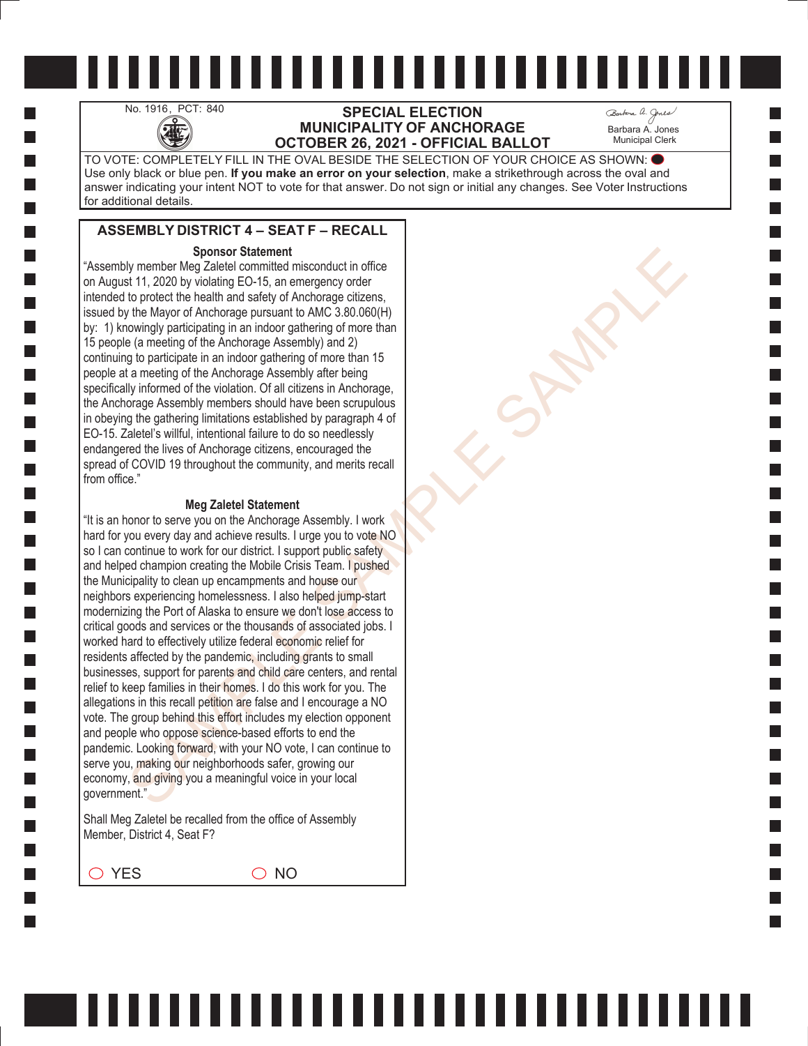No. 1916, PCT: 840

# SPECIAL ELECTION
# MUNICIPALITY OF ANCHORAGE
# OCTOBER 26, 2021 - OFFICIAL BALLOT

Barbara A. Jones
Municipal Clerk

TO VOTE: COMPLETELY FILL IN THE OVAL BESIDE THE SELECTION OF YOUR CHOICE AS SHOWN: ⬬
Use only black or blue pen. **If you make an error on your selection**, make a strikethrough across the oval and answer indicating your intent NOT to vote for that answer. Do not sign or initial any changes. See Voter Instructions for additional details.

## ASSEMBLY DISTRICT 4 – SEAT F – RECALL

### Sponsor Statement

"Assembly member Meg Zaletel committed misconduct in office on August 11, 2020 by violating EO-15, an emergency order intended to protect the health and safety of Anchorage citizens, issued by the Mayor of Anchorage pursuant to AMC 3.80.060(H) by: 1) knowingly participating in an indoor gathering of more than 15 people (a meeting of the Anchorage Assembly) and 2) continuing to participate in an indoor gathering of more than 15 people at a meeting of the Anchorage Assembly after being specifically informed of the violation. Of all citizens in Anchorage, the Anchorage Assembly members should have been scrupulous in obeying the gathering limitations established by paragraph 4 of EO-15. Zaletel's willful, intentional failure to do so needlessly endangered the lives of Anchorage citizens, encouraged the spread of COVID 19 throughout the community, and merits recall from office."

### Meg Zaletel Statement

"It is an honor to serve you on the Anchorage Assembly. I work hard for you every day and achieve results. I urge you to vote NO so I can continue to work for our district. I support public safety and helped champion creating the Mobile Crisis Team. I pushed the Municipality to clean up encampments and house our neighbors experiencing homelessness. I also helped jump-start modernizing the Port of Alaska to ensure we don't lose access to critical goods and services or the thousands of associated jobs. I worked hard to effectively utilize federal economic relief for residents affected by the pandemic, including grants to small businesses, support for parents and child care centers, and rental relief to keep families in their homes. I do this work for you. The allegations in this recall petition are false and I encourage a NO vote. The group behind this effort includes my election opponent and people who oppose science-based efforts to end the pandemic. Looking forward, with your NO vote, I can continue to serve you, making our neighborhoods safer, growing our economy, and giving you a meaningful voice in your local government."

Shall Meg Zaletel be recalled from the office of Assembly Member, District 4, Seat F?

◯ YES ◯ NO

SAMPLE SAMPLE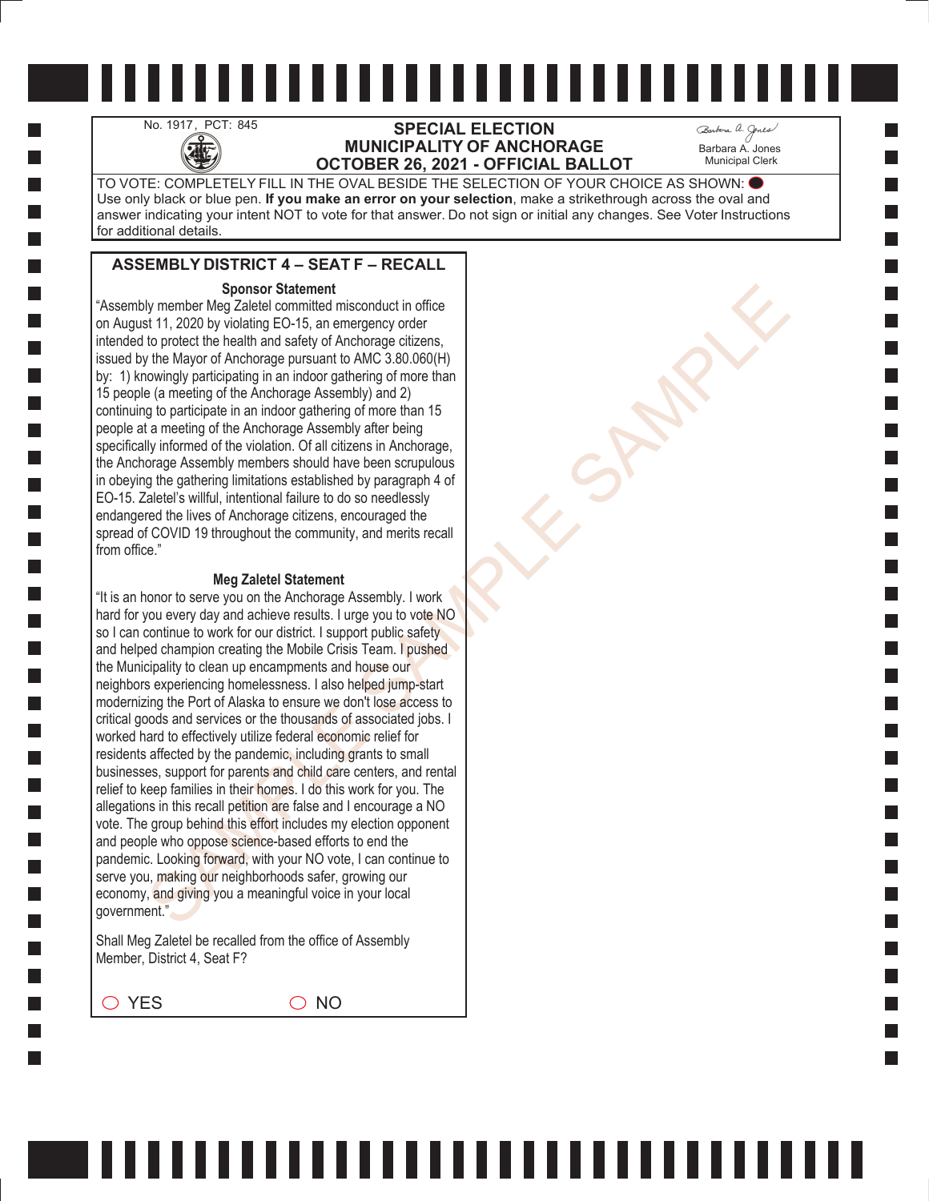No. 1917, PCT: 845

# SPECIAL ELECTION
# MUNICIPALITY OF ANCHORAGE
# OCTOBER 26, 2021 - OFFICIAL BALLOT

Barbara A. Jones
Municipal Clerk

TO VOTE: COMPLETELY FILL IN THE OVAL BESIDE THE SELECTION OF YOUR CHOICE AS SHOWN: ⬬
Use only black or blue pen. **If you make an error on your selection**, make a strikethrough across the oval and answer indicating your intent NOT to vote for that answer. Do not sign or initial any changes. See Voter Instructions for additional details.

## ASSEMBLY DISTRICT 4 – SEAT F – RECALL

**Sponsor Statement**

"Assembly member Meg Zaletel committed misconduct in office on August 11, 2020 by violating EO-15, an emergency order intended to protect the health and safety of Anchorage citizens, issued by the Mayor of Anchorage pursuant to AMC 3.80.060(H) by: 1) knowingly participating in an indoor gathering of more than 15 people (a meeting of the Anchorage Assembly) and 2) continuing to participate in an indoor gathering of more than 15 people at a meeting of the Anchorage Assembly after being specifically informed of the violation. Of all citizens in Anchorage, the Anchorage Assembly members should have been scrupulous in obeying the gathering limitations established by paragraph 4 of EO-15. Zaletel's willful, intentional failure to do so needlessly endangered the lives of Anchorage citizens, encouraged the spread of COVID 19 throughout the community, and merits recall from office."

**Meg Zaletel Statement**

"It is an honor to serve you on the Anchorage Assembly. I work hard for you every day and achieve results. I urge you to vote NO so I can continue to work for our district. I support public safety and helped champion creating the Mobile Crisis Team. I pushed the Municipality to clean up encampments and house our neighbors experiencing homelessness. I also helped jump-start modernizing the Port of Alaska to ensure we don't lose access to critical goods and services or the thousands of associated jobs. I worked hard to effectively utilize federal economic relief for residents affected by the pandemic, including grants to small businesses, support for parents and child care centers, and rental relief to keep families in their homes. I do this work for you. The allegations in this recall petition are false and I encourage a NO vote. The group behind this effort includes my election opponent and people who oppose science-based efforts to end the pandemic. Looking forward, with your NO vote, I can continue to serve you, making our neighborhoods safer, growing our economy, and giving you a meaningful voice in your local government."

Shall Meg Zaletel be recalled from the office of Assembly Member, District 4, Seat F?

◯ YES ◯ NO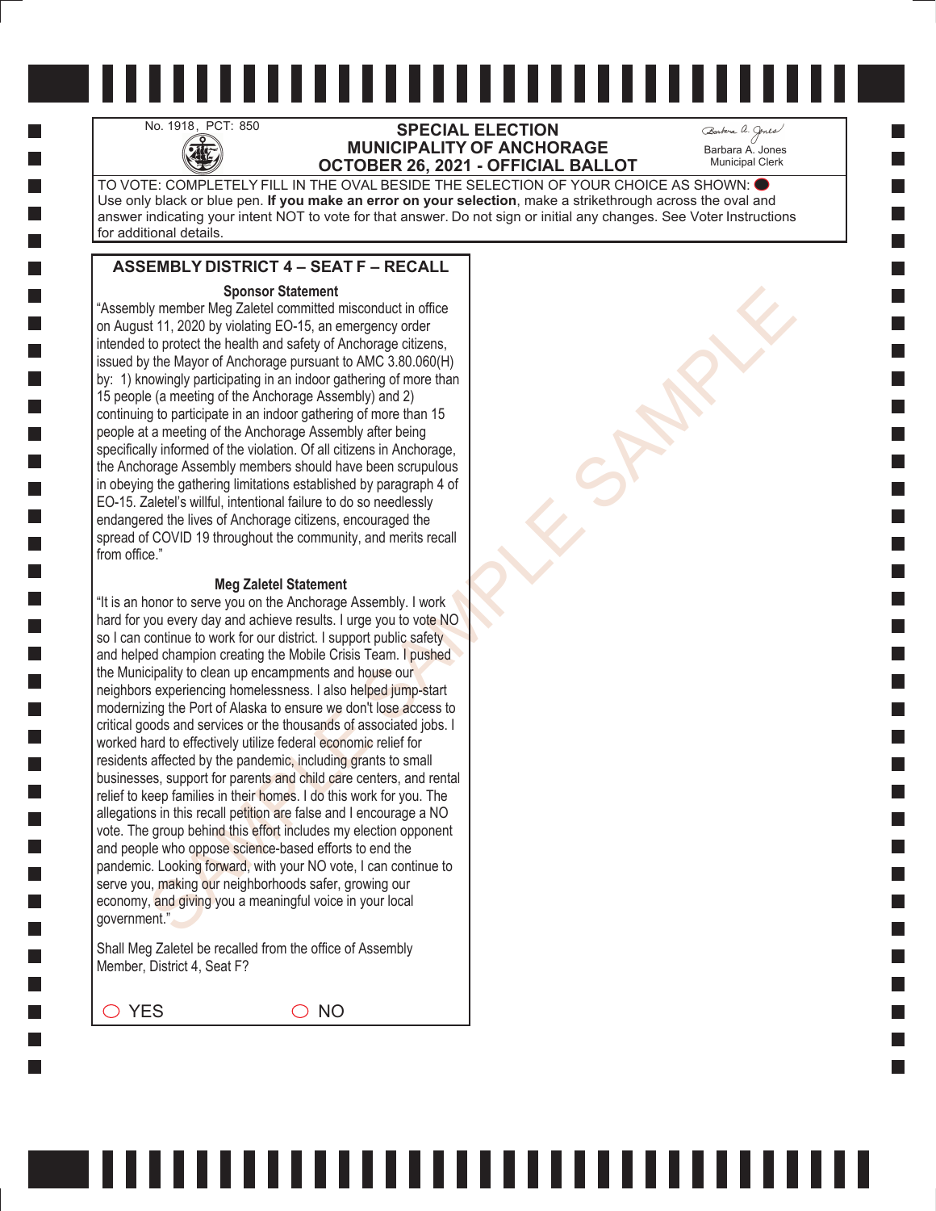No. 1918, PCT: 850

# SPECIAL ELECTION
# MUNICIPALITY OF ANCHORAGE
# OCTOBER 26, 2021 - OFFICIAL BALLOT

Barbara A. Jones
Municipal Clerk

TO VOTE: COMPLETELY FILL IN THE OVAL BESIDE THE SELECTION OF YOUR CHOICE AS SHOWN: ⬬
Use only black or blue pen. **If you make an error on your selection**, make a strikethrough across the oval and answer indicating your intent NOT to vote for that answer. Do not sign or initial any changes. See Voter Instructions for additional details.

## ASSEMBLY DISTRICT 4 – SEAT F – RECALL

**Sponsor Statement**

"Assembly member Meg Zaletel committed misconduct in office on August 11, 2020 by violating EO-15, an emergency order intended to protect the health and safety of Anchorage citizens, issued by the Mayor of Anchorage pursuant to AMC 3.80.060(H) by: 1) knowingly participating in an indoor gathering of more than 15 people (a meeting of the Anchorage Assembly) and 2) continuing to participate in an indoor gathering of more than 15 people at a meeting of the Anchorage Assembly after being specifically informed of the violation. Of all citizens in Anchorage, the Anchorage Assembly members should have been scrupulous in obeying the gathering limitations established by paragraph 4 of EO-15. Zaletel's willful, intentional failure to do so needlessly endangered the lives of Anchorage citizens, encouraged the spread of COVID 19 throughout the community, and merits recall from office."

**Meg Zaletel Statement**

"It is an honor to serve you on the Anchorage Assembly. I work hard for you every day and achieve results. I urge you to vote NO so I can continue to work for our district. I support public safety and helped champion creating the Mobile Crisis Team. I pushed the Municipality to clean up encampments and house our neighbors experiencing homelessness. I also helped jump-start modernizing the Port of Alaska to ensure we don't lose access to critical goods and services or the thousands of associated jobs. I worked hard to effectively utilize federal economic relief for residents affected by the pandemic, including grants to small businesses, support for parents and child care centers, and rental relief to keep families in their homes. I do this work for you. The allegations in this recall petition are false and I encourage a NO vote. The group behind this effort includes my election opponent and people who oppose science-based efforts to end the pandemic. Looking forward, with your NO vote, I can continue to serve you, making our neighborhoods safer, growing our economy, and giving you a meaningful voice in your local government."

Shall Meg Zaletel be recalled from the office of Assembly Member, District 4, Seat F?

◯ YES ◯ NO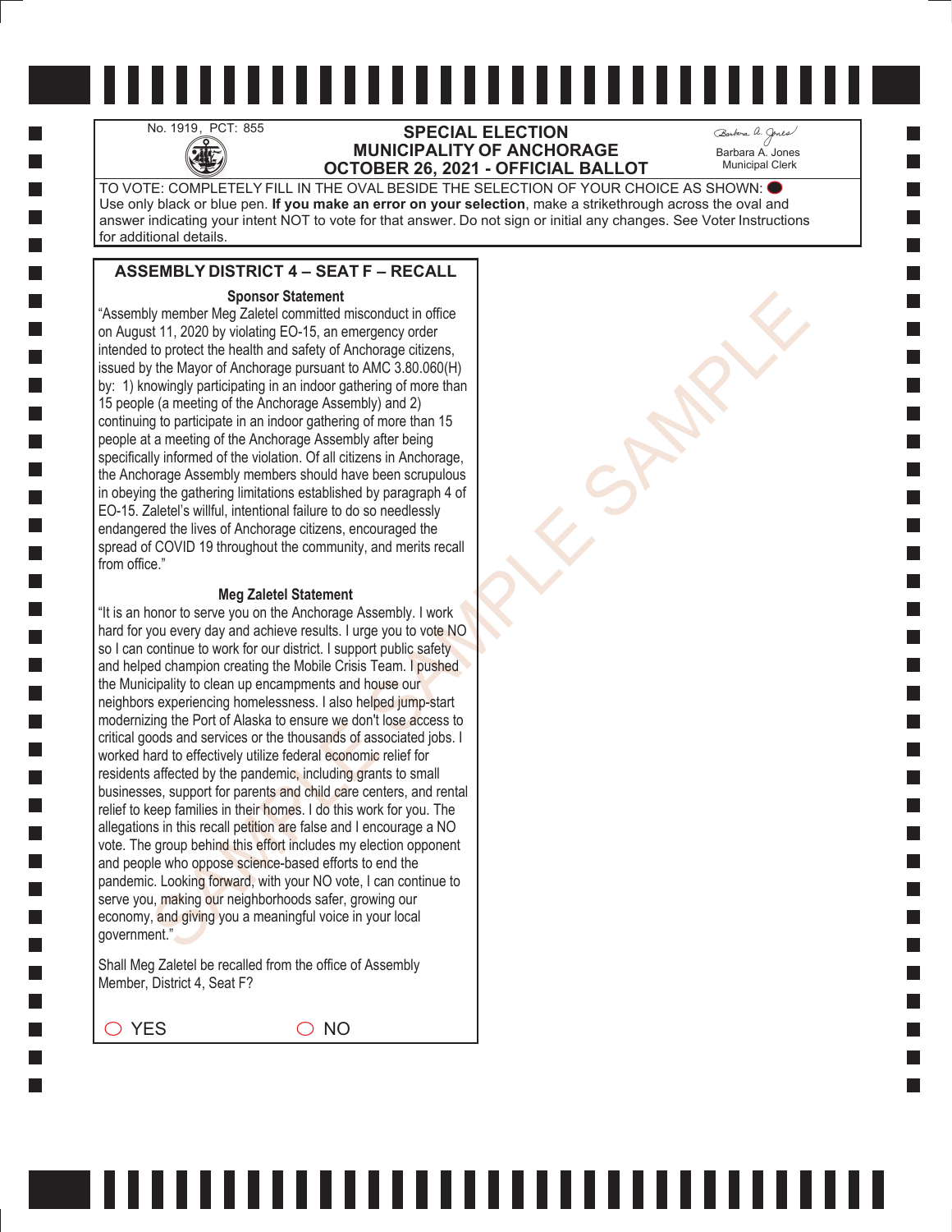No. 1919, PCT: 855

# SPECIAL ELECTION
# MUNICIPALITY OF ANCHORAGE
# OCTOBER 26, 2021 - OFFICIAL BALLOT

Barbara A. Jones
Municipal Clerk

TO VOTE: COMPLETELY FILL IN THE OVAL BESIDE THE SELECTION OF YOUR CHOICE AS SHOWN: ⬤
Use only black or blue pen. **If you make an error on your selection**, make a strikethrough across the oval and answer indicating your intent NOT to vote for that answer. Do not sign or initial any changes. See Voter Instructions for additional details.

## ASSEMBLY DISTRICT 4 – SEAT F – RECALL

### Sponsor Statement

"Assembly member Meg Zaletel committed misconduct in office on August 11, 2020 by violating EO-15, an emergency order intended to protect the health and safety of Anchorage citizens, issued by the Mayor of Anchorage pursuant to AMC 3.80.060(H) by: 1) knowingly participating in an indoor gathering of more than 15 people (a meeting of the Anchorage Assembly) and 2) continuing to participate in an indoor gathering of more than 15 people at a meeting of the Anchorage Assembly after being specifically informed of the violation. Of all citizens in Anchorage, the Anchorage Assembly members should have been scrupulous in obeying the gathering limitations established by paragraph 4 of EO-15. Zaletel's willful, intentional failure to do so needlessly endangered the lives of Anchorage citizens, encouraged the spread of COVID 19 throughout the community, and merits recall from office."

### Meg Zaletel Statement

"It is an honor to serve you on the Anchorage Assembly. I work hard for you every day and achieve results. I urge you to vote NO so I can continue to work for our district. I support public safety and helped champion creating the Mobile Crisis Team. I pushed the Municipality to clean up encampments and house our neighbors experiencing homelessness. I also helped jump-start modernizing the Port of Alaska to ensure we don't lose access to critical goods and services or the thousands of associated jobs. I worked hard to effectively utilize federal economic relief for residents affected by the pandemic, including grants to small businesses, support for parents and child care centers, and rental relief to keep families in their homes. I do this work for you. The allegations in this recall petition are false and I encourage a NO vote. The group behind this effort includes my election opponent and people who oppose science-based efforts to end the pandemic. Looking forward, with your NO vote, I can continue to serve you, making our neighborhoods safer, growing our economy, and giving you a meaningful voice in your local government."

Shall Meg Zaletel be recalled from the office of Assembly Member, District 4, Seat F?

◯ YES ◯ NO

SAMPLE SAMPLE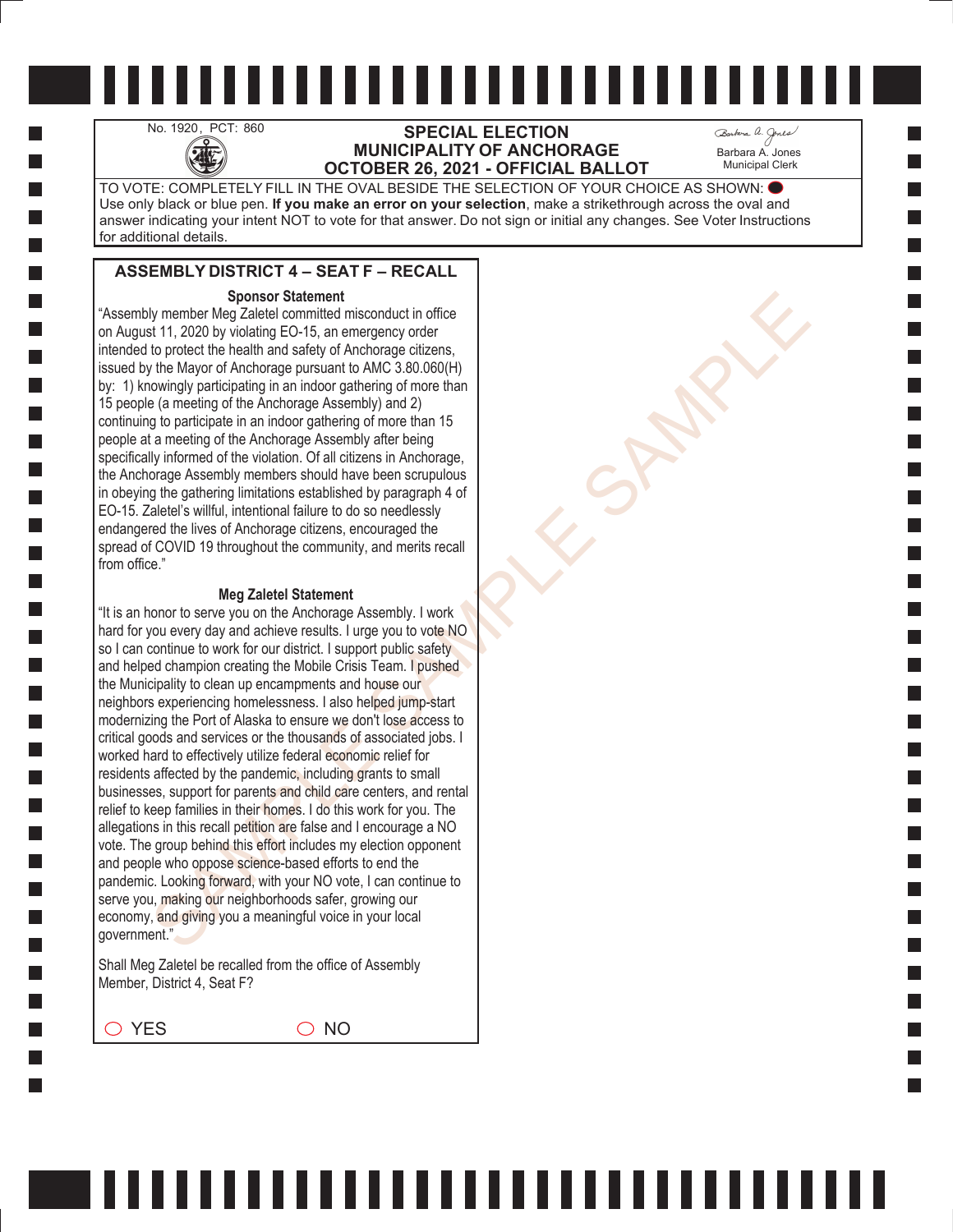No. 1920, PCT: 860

# SPECIAL ELECTION
# MUNICIPALITY OF ANCHORAGE
# OCTOBER 26, 2021 - OFFICIAL BALLOT

Barbara A. Jones
Municipal Clerk

TO VOTE: COMPLETELY FILL IN THE OVAL BESIDE THE SELECTION OF YOUR CHOICE AS SHOWN: ⬬
Use only black or blue pen. **If you make an error on your selection**, make a strikethrough across the oval and answer indicating your intent NOT to vote for that answer. Do not sign or initial any changes. See Voter Instructions for additional details.

## ASSEMBLY DISTRICT 4 – SEAT F – RECALL

**Sponsor Statement**

"Assembly member Meg Zaletel committed misconduct in office on August 11, 2020 by violating EO-15, an emergency order intended to protect the health and safety of Anchorage citizens, issued by the Mayor of Anchorage pursuant to AMC 3.80.060(H) by: 1) knowingly participating in an indoor gathering of more than 15 people (a meeting of the Anchorage Assembly) and 2) continuing to participate in an indoor gathering of more than 15 people at a meeting of the Anchorage Assembly after being specifically informed of the violation. Of all citizens in Anchorage, the Anchorage Assembly members should have been scrupulous in obeying the gathering limitations established by paragraph 4 of EO-15. Zaletel's willful, intentional failure to do so needlessly endangered the lives of Anchorage citizens, encouraged the spread of COVID 19 throughout the community, and merits recall from office."

**Meg Zaletel Statement**

"It is an honor to serve you on the Anchorage Assembly. I work hard for you every day and achieve results. I urge you to vote NO so I can continue to work for our district. I support public safety and helped champion creating the Mobile Crisis Team. I pushed the Municipality to clean up encampments and house our neighbors experiencing homelessness. I also helped jump-start modernizing the Port of Alaska to ensure we don't lose access to critical goods and services or the thousands of associated jobs. I worked hard to effectively utilize federal economic relief for residents affected by the pandemic, including grants to small businesses, support for parents and child care centers, and rental relief to keep families in their homes. I do this work for you. The allegations in this recall petition are false and I encourage a NO vote. The group behind this effort includes my election opponent and people who oppose science-based efforts to end the pandemic. Looking forward, with your NO vote, I can continue to serve you, making our neighborhoods safer, growing our economy, and giving you a meaningful voice in your local government."

Shall Meg Zaletel be recalled from the office of Assembly Member, District 4, Seat F?

◯ YES ◯ NO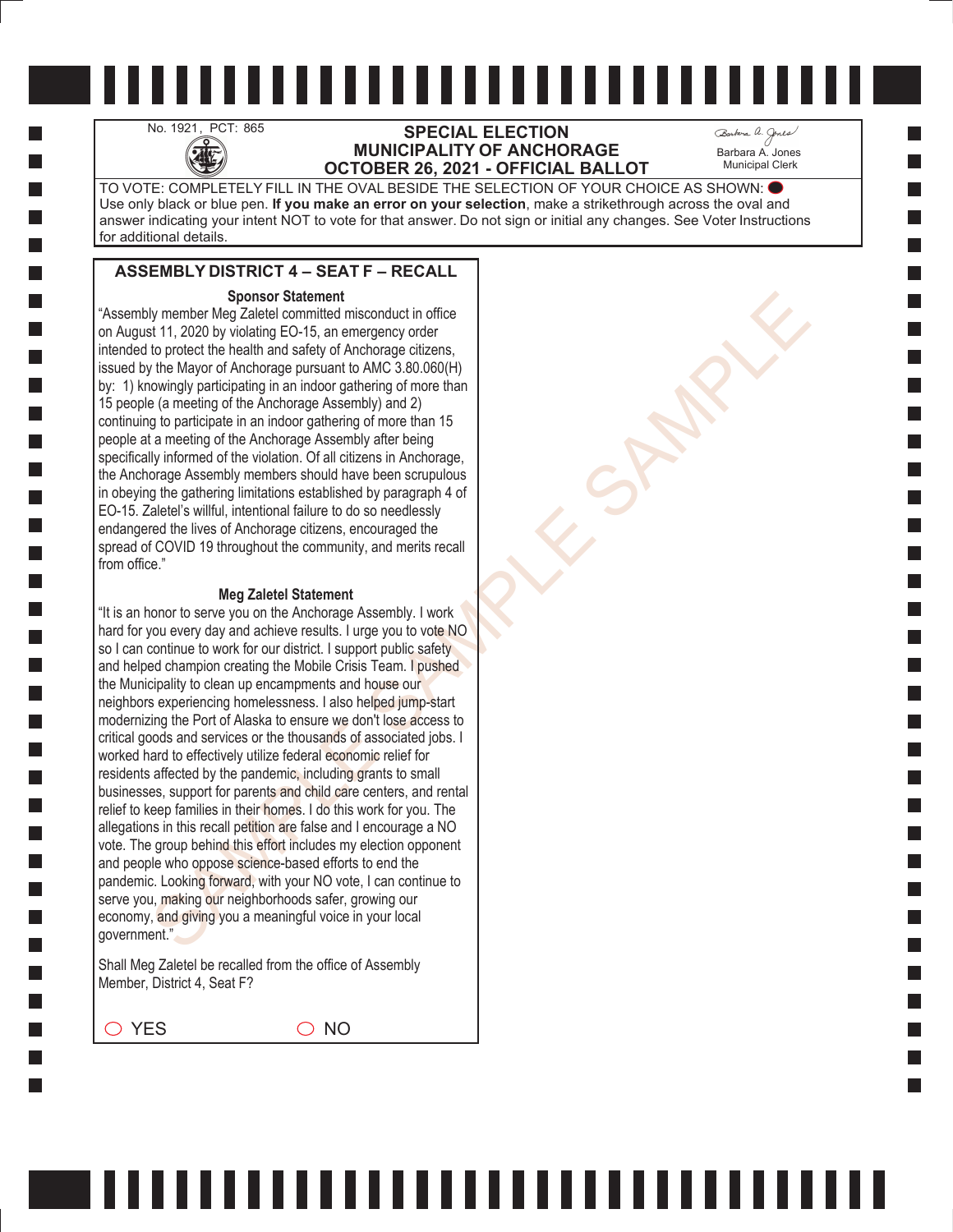No. 1921, PCT: 865

# SPECIAL ELECTION
# MUNICIPALITY OF ANCHORAGE
# OCTOBER 26, 2021 - OFFICIAL BALLOT

Barbara A. Jones
Municipal Clerk

TO VOTE: COMPLETELY FILL IN THE OVAL BESIDE THE SELECTION OF YOUR CHOICE AS SHOWN: ⬬
Use only black or blue pen. **If you make an error on your selection**, make a strikethrough across the oval and answer indicating your intent NOT to vote for that answer. Do not sign or initial any changes. See Voter Instructions for additional details.

## ASSEMBLY DISTRICT 4 – SEAT F – RECALL

**Sponsor Statement**

"Assembly member Meg Zaletel committed misconduct in office on August 11, 2020 by violating EO-15, an emergency order intended to protect the health and safety of Anchorage citizens, issued by the Mayor of Anchorage pursuant to AMC 3.80.060(H) by: 1) knowingly participating in an indoor gathering of more than 15 people (a meeting of the Anchorage Assembly) and 2) continuing to participate in an indoor gathering of more than 15 people at a meeting of the Anchorage Assembly after being specifically informed of the violation. Of all citizens in Anchorage, the Anchorage Assembly members should have been scrupulous in obeying the gathering limitations established by paragraph 4 of EO-15. Zaletel's willful, intentional failure to do so needlessly endangered the lives of Anchorage citizens, encouraged the spread of COVID 19 throughout the community, and merits recall from office."

**Meg Zaletel Statement**

"It is an honor to serve you on the Anchorage Assembly. I work hard for you every day and achieve results. I urge you to vote NO so I can continue to work for our district. I support public safety and helped champion creating the Mobile Crisis Team. I pushed the Municipality to clean up encampments and house our neighbors experiencing homelessness. I also helped jump-start modernizing the Port of Alaska to ensure we don't lose access to critical goods and services or the thousands of associated jobs. I worked hard to effectively utilize federal economic relief for residents affected by the pandemic, including grants to small businesses, support for parents and child care centers, and rental relief to keep families in their homes. I do this work for you. The allegations in this recall petition are false and I encourage a NO vote. The group behind this effort includes my election opponent and people who oppose science-based efforts to end the pandemic. Looking forward, with your NO vote, I can continue to serve you, making our neighborhoods safer, growing our economy, and giving you a meaningful voice in your local government."

Shall Meg Zaletel be recalled from the office of Assembly Member, District 4, Seat F?

○ YES ○ NO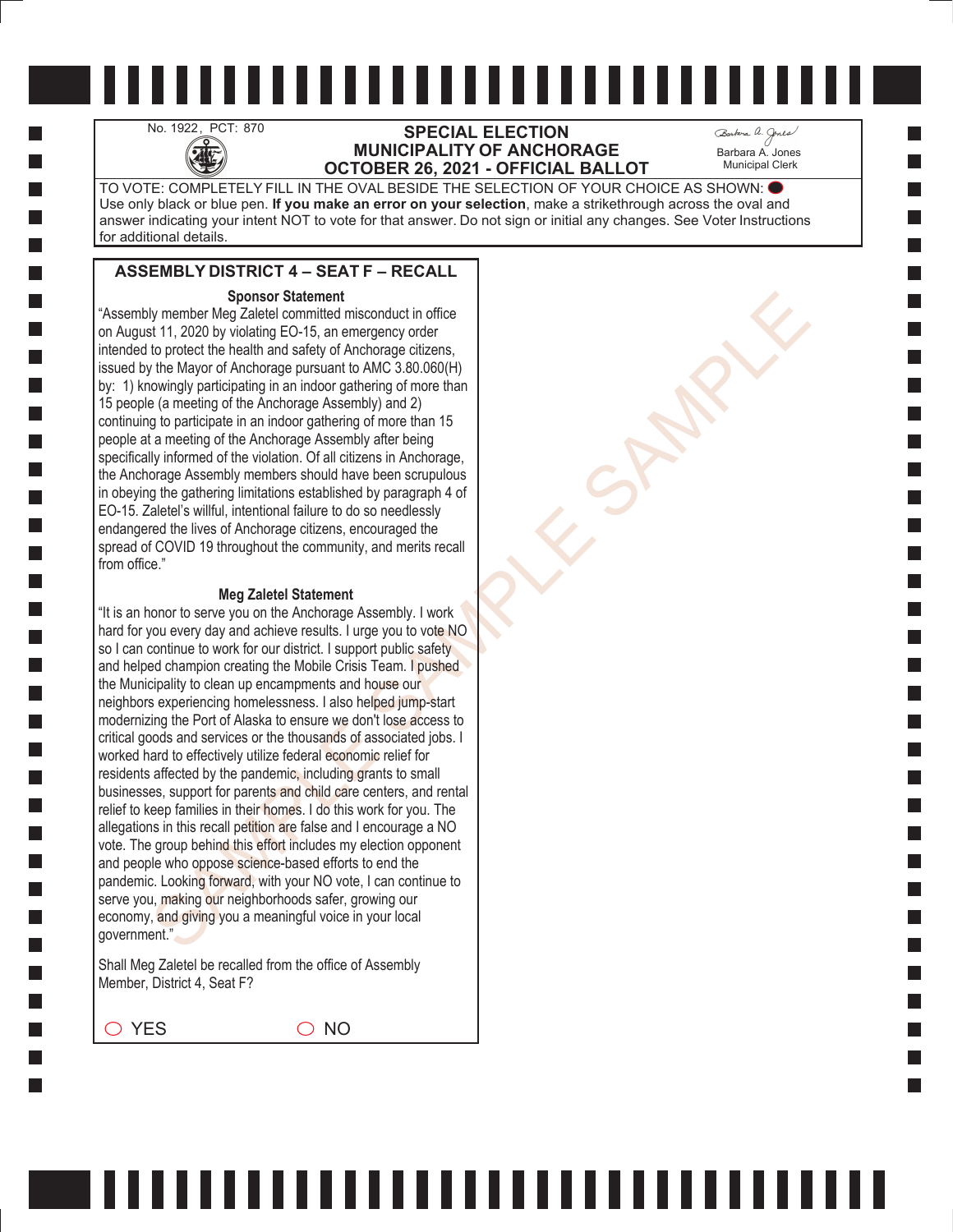No. 1922, PCT: 870

# SPECIAL ELECTION
## MUNICIPALITY OF ANCHORAGE
## OCTOBER 26, 2021 - OFFICIAL BALLOT

Barbara A. Jones
Municipal Clerk

TO VOTE: COMPLETELY FILL IN THE OVAL BESIDE THE SELECTION OF YOUR CHOICE AS SHOWN: ⬤
Use only black or blue pen. **If you make an error on your selection**, make a strikethrough across the oval and answer indicating your intent NOT to vote for that answer. Do not sign or initial any changes. See Voter Instructions for additional details.

### ASSEMBLY DISTRICT 4 – SEAT F – RECALL

**Sponsor Statement**

"Assembly member Meg Zaletel committed misconduct in office on August 11, 2020 by violating EO-15, an emergency order intended to protect the health and safety of Anchorage citizens, issued by the Mayor of Anchorage pursuant to AMC 3.80.060(H) by: 1) knowingly participating in an indoor gathering of more than 15 people (a meeting of the Anchorage Assembly) and 2) continuing to participate in an indoor gathering of more than 15 people at a meeting of the Anchorage Assembly after being specifically informed of the violation. Of all citizens in Anchorage, the Anchorage Assembly members should have been scrupulous in obeying the gathering limitations established by paragraph 4 of EO-15. Zaletel's willful, intentional failure to do so needlessly endangered the lives of Anchorage citizens, encouraged the spread of COVID 19 throughout the community, and merits recall from office."

**Meg Zaletel Statement**

"It is an honor to serve you on the Anchorage Assembly. I work hard for you every day and achieve results. I urge you to vote NO so I can continue to work for our district. I support public safety and helped champion creating the Mobile Crisis Team. I pushed the Municipality to clean up encampments and house our neighbors experiencing homelessness. I also helped jump-start modernizing the Port of Alaska to ensure we don't lose access to critical goods and services or the thousands of associated jobs. I worked hard to effectively utilize federal economic relief for residents affected by the pandemic, including grants to small businesses, support for parents and child care centers, and rental relief to keep families in their homes. I do this work for you. The allegations in this recall petition are false and I encourage a NO vote. The group behind this effort includes my election opponent and people who oppose science-based efforts to end the pandemic. Looking forward, with your NO vote, I can continue to serve you, making our neighborhoods safer, growing our economy, and giving you a meaningful voice in your local government."

Shall Meg Zaletel be recalled from the office of Assembly Member, District 4, Seat F?

◯ YES ◯ NO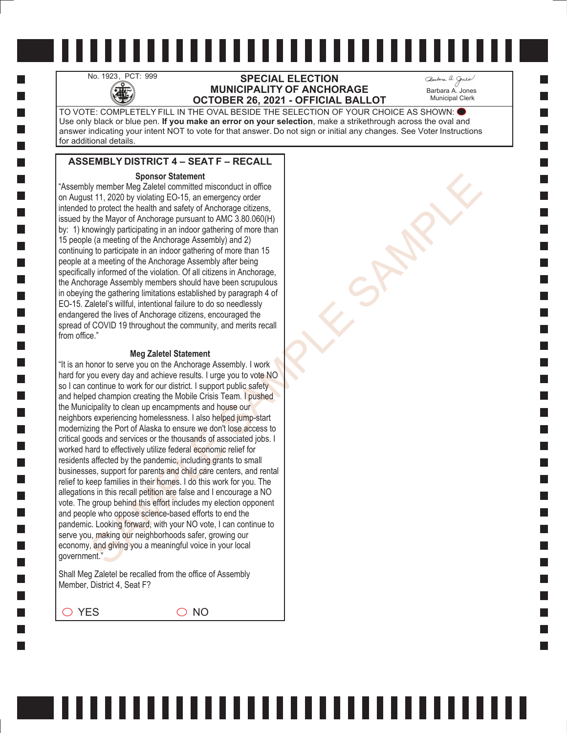No. 1923, PCT: 999

## SPECIAL ELECTION
## MUNICIPALITY OF ANCHORAGE
## OCTOBER 26, 2021 - OFFICIAL BALLOT

Barbara A. Jones
Municipal Clerk

TO VOTE: COMPLETELY FILL IN THE OVAL BESIDE THE SELECTION OF YOUR CHOICE AS SHOWN: ⬬
Use only black or blue pen. **If you make an error on your selection**, make a strikethrough across the oval and answer indicating your intent NOT to vote for that answer. Do not sign or initial any changes. See Voter Instructions for additional details.

### ASSEMBLY DISTRICT 4 – SEAT F – RECALL

**Sponsor Statement**

"Assembly member Meg Zaletel committed misconduct in office on August 11, 2020 by violating EO-15, an emergency order intended to protect the health and safety of Anchorage citizens, issued by the Mayor of Anchorage pursuant to AMC 3.80.060(H) by: 1) knowingly participating in an indoor gathering of more than 15 people (a meeting of the Anchorage Assembly) and 2) continuing to participate in an indoor gathering of more than 15 people at a meeting of the Anchorage Assembly after being specifically informed of the violation. Of all citizens in Anchorage, the Anchorage Assembly members should have been scrupulous in obeying the gathering limitations established by paragraph 4 of EO-15. Zaletel's willful, intentional failure to do so needlessly endangered the lives of Anchorage citizens, encouraged the spread of COVID 19 throughout the community, and merits recall from office."

**Meg Zaletel Statement**

"It is an honor to serve you on the Anchorage Assembly. I work hard for you every day and achieve results. I urge you to vote NO so I can continue to work for our district. I support public safety and helped champion creating the Mobile Crisis Team. I pushed the Municipality to clean up encampments and house our neighbors experiencing homelessness. I also helped jump-start modernizing the Port of Alaska to ensure we don't lose access to critical goods and services or the thousands of associated jobs. I worked hard to effectively utilize federal economic relief for residents affected by the pandemic, including grants to small businesses, support for parents and child care centers, and rental relief to keep families in their homes. I do this work for you. The allegations in this recall petition are false and I encourage a NO vote. The group behind this effort includes my election opponent and people who oppose science-based efforts to end the pandemic. Looking forward, with your NO vote, I can continue to serve you, making our neighborhoods safer, growing our economy, and giving you a meaningful voice in your local government."

Shall Meg Zaletel be recalled from the office of Assembly Member, District 4, Seat F?

◯ YES ◯ NO

SAMPLE SAMPLE